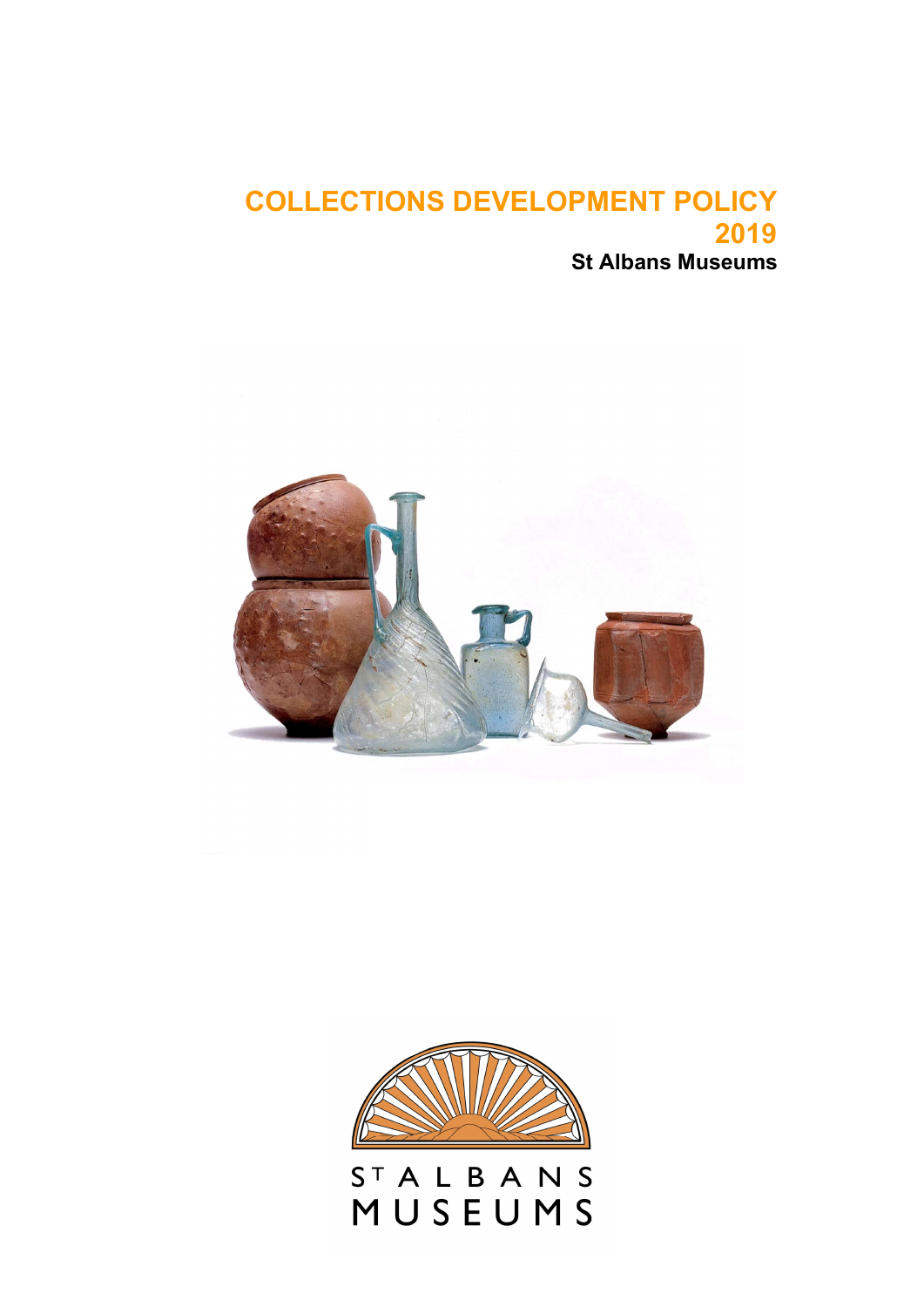# COLLECTIONS DEVELOPMENT POLICY 2019

**St Albans Museums**

ST ALBANS MUSEUMS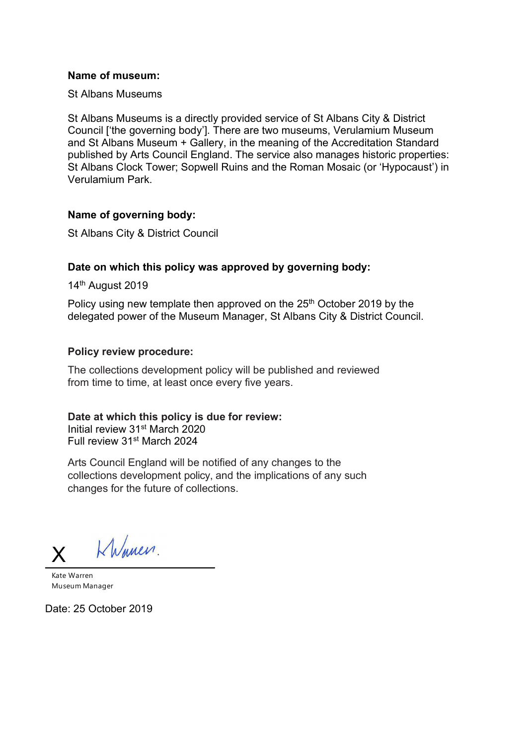**Name of museum:**

St Albans Museums

St Albans Museums is a directly provided service of St Albans City & District Council ['the governing body']. There are two museums, Verulamium Museum and St Albans Museum + Gallery, in the meaning of the Accreditation Standard published by Arts Council England. The service also manages historic properties: St Albans Clock Tower; Sopwell Ruins and the Roman Mosaic (or 'Hypocaust') in Verulamium Park.

**Name of governing body:**

St Albans City & District Council

**Date on which this policy was approved by governing body:**

14th August 2019

Policy using new template then approved on the 25th October 2019 by the delegated power of the Museum Manager, St Albans City & District Council.

**Policy review procedure:**

The collections development policy will be published and reviewed from time to time, at least once every five years.

**Date at which this policy is due for review:**
Initial review 31st March 2020
Full review 31st March 2024

Arts Council England will be notified of any changes to the collections development policy, and the implications of any such changes for the future of collections.

X K Warren.

Kate Warren
Museum Manager

Date: 25 October 2019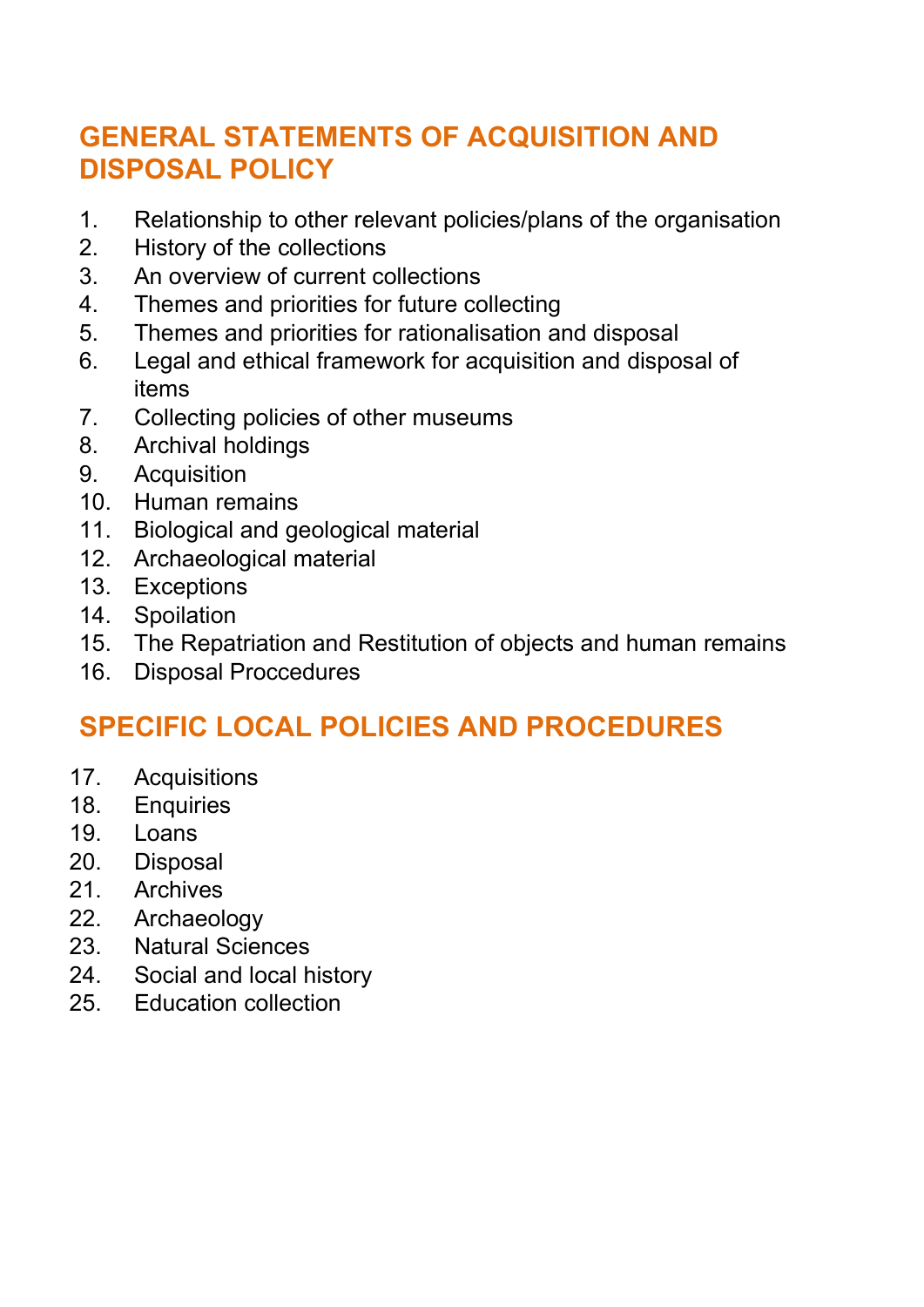## GENERAL STATEMENTS OF ACQUISITION AND DISPOSAL POLICY

1. Relationship to other relevant policies/plans of the organisation
2. History of the collections
3. An overview of current collections
4. Themes and priorities for future collecting
5. Themes and priorities for rationalisation and disposal
6. Legal and ethical framework for acquisition and disposal of items
7. Collecting policies of other museums
8. Archival holdings
9. Acquisition
10. Human remains
11. Biological and geological material
12. Archaeological material
13. Exceptions
14. Spoilation
15. The Repatriation and Restitution of objects and human remains
16. Disposal Proccedures

## SPECIFIC LOCAL POLICIES AND PROCEDURES

17. Acquisitions
18. Enquiries
19. Loans
20. Disposal
21. Archives
22. Archaeology
23. Natural Sciences
24. Social and local history
25. Education collection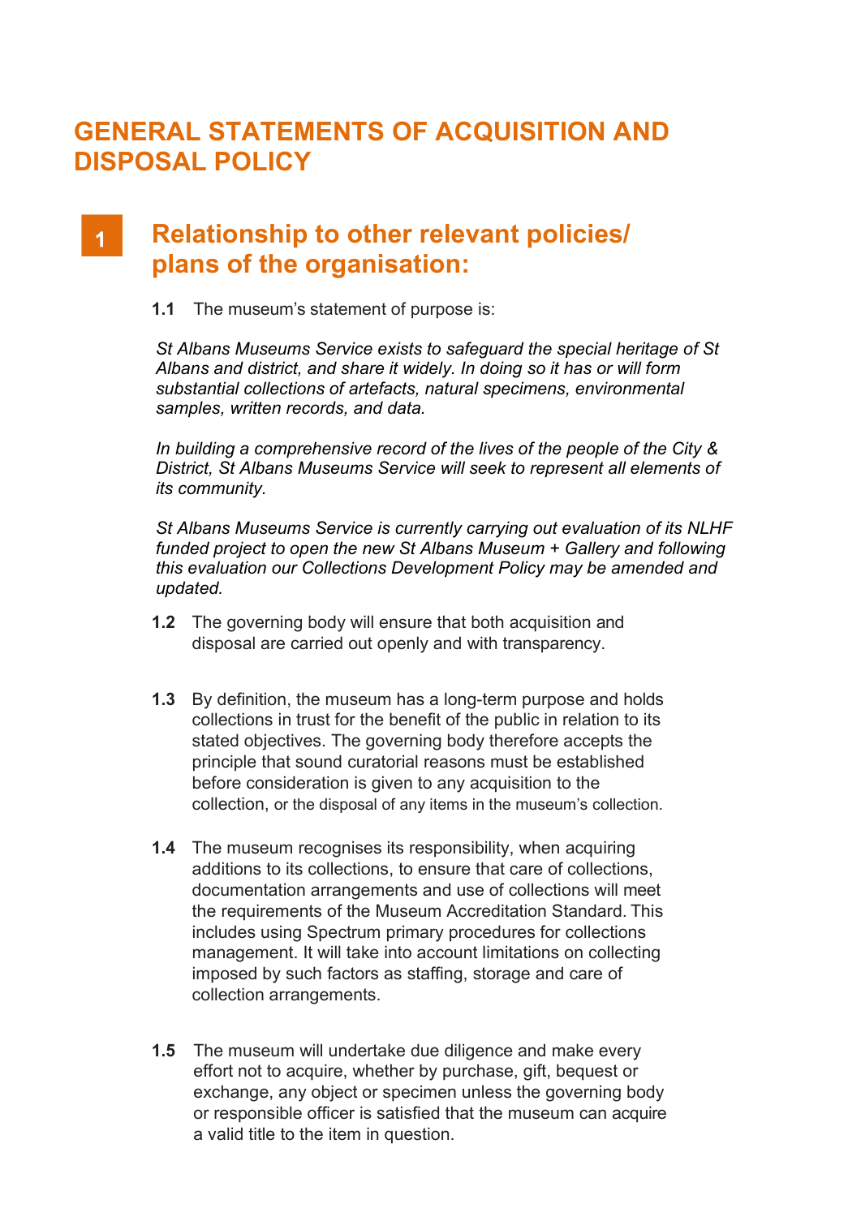# GENERAL STATEMENTS OF ACQUISITION AND DISPOSAL POLICY

## 1 Relationship to other relevant policies/ plans of the organisation:

**1.1** The museum's statement of purpose is:

*St Albans Museums Service exists to safeguard the special heritage of St Albans and district, and share it widely. In doing so it has or will form substantial collections of artefacts, natural specimens, environmental samples, written records, and data.*

*In building a comprehensive record of the lives of the people of the City & District, St Albans Museums Service will seek to represent all elements of its community.*

*St Albans Museums Service is currently carrying out evaluation of its NLHF funded project to open the new St Albans Museum + Gallery and following this evaluation our Collections Development Policy may be amended and updated.*

**1.2** The governing body will ensure that both acquisition and disposal are carried out openly and with transparency.

**1.3** By definition, the museum has a long-term purpose and holds collections in trust for the benefit of the public in relation to its stated objectives. The governing body therefore accepts the principle that sound curatorial reasons must be established before consideration is given to any acquisition to the collection, or the disposal of any items in the museum's collection.

**1.4** The museum recognises its responsibility, when acquiring additions to its collections, to ensure that care of collections, documentation arrangements and use of collections will meet the requirements of the Museum Accreditation Standard. This includes using Spectrum primary procedures for collections management. It will take into account limitations on collecting imposed by such factors as staffing, storage and care of collection arrangements.

**1.5** The museum will undertake due diligence and make every effort not to acquire, whether by purchase, gift, bequest or exchange, any object or specimen unless the governing body or responsible officer is satisfied that the museum can acquire a valid title to the item in question.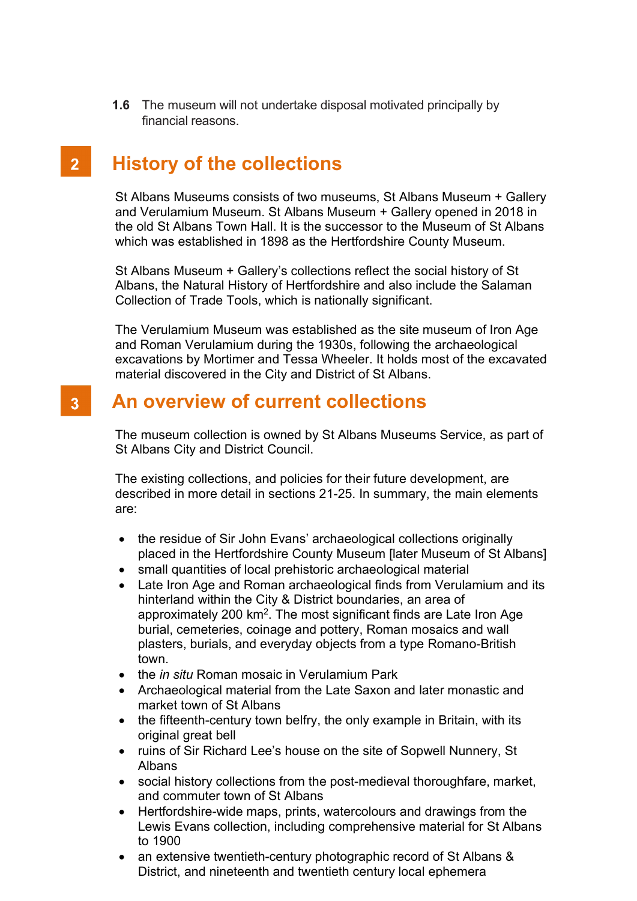**1.6** The museum will not undertake disposal motivated principally by financial reasons.

## 2 History of the collections

St Albans Museums consists of two museums, St Albans Museum + Gallery and Verulamium Museum. St Albans Museum + Gallery opened in 2018 in the old St Albans Town Hall. It is the successor to the Museum of St Albans which was established in 1898 as the Hertfordshire County Museum.

St Albans Museum + Gallery's collections reflect the social history of St Albans, the Natural History of Hertfordshire and also include the Salaman Collection of Trade Tools, which is nationally significant.

The Verulamium Museum was established as the site museum of Iron Age and Roman Verulamium during the 1930s, following the archaeological excavations by Mortimer and Tessa Wheeler. It holds most of the excavated material discovered in the City and District of St Albans.

## 3 An overview of current collections

The museum collection is owned by St Albans Museums Service, as part of St Albans City and District Council.

The existing collections, and policies for their future development, are described in more detail in sections 21-25. In summary, the main elements are:

- the residue of Sir John Evans' archaeological collections originally placed in the Hertfordshire County Museum [later Museum of St Albans]
- small quantities of local prehistoric archaeological material
- Late Iron Age and Roman archaeological finds from Verulamium and its hinterland within the City & District boundaries, an area of approximately 200 km$^2$. The most significant finds are Late Iron Age burial, cemeteries, coinage and pottery, Roman mosaics and wall plasters, burials, and everyday objects from a type Romano-British town.
- the *in situ* Roman mosaic in Verulamium Park
- Archaeological material from the Late Saxon and later monastic and market town of St Albans
- the fifteenth-century town belfry, the only example in Britain, with its original great bell
- ruins of Sir Richard Lee's house on the site of Sopwell Nunnery, St Albans
- social history collections from the post-medieval thoroughfare, market, and commuter town of St Albans
- Hertfordshire-wide maps, prints, watercolours and drawings from the Lewis Evans collection, including comprehensive material for St Albans to 1900
- an extensive twentieth-century photographic record of St Albans & District, and nineteenth and twentieth century local ephemera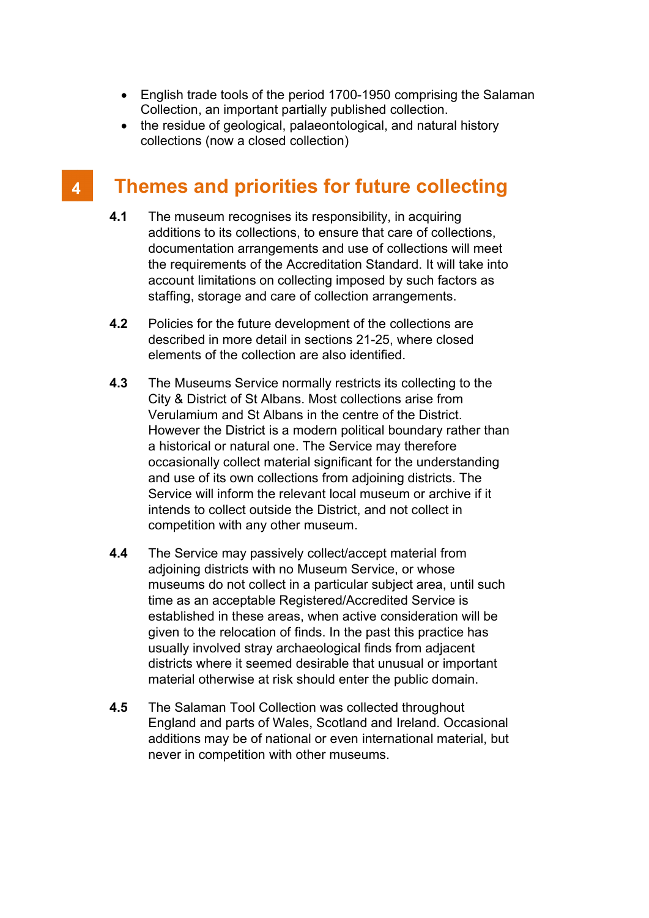- English trade tools of the period 1700-1950 comprising the Salaman Collection, an important partially published collection.
- the residue of geological, palaeontological, and natural history collections (now a closed collection)

## 4 Themes and priorities for future collecting

**4.1** The museum recognises its responsibility, in acquiring additions to its collections, to ensure that care of collections, documentation arrangements and use of collections will meet the requirements of the Accreditation Standard. It will take into account limitations on collecting imposed by such factors as staffing, storage and care of collection arrangements.

**4.2** Policies for the future development of the collections are described in more detail in sections 21-25, where closed elements of the collection are also identified.

**4.3** The Museums Service normally restricts its collecting to the City & District of St Albans. Most collections arise from Verulamium and St Albans in the centre of the District. However the District is a modern political boundary rather than a historical or natural one. The Service may therefore occasionally collect material significant for the understanding and use of its own collections from adjoining districts. The Service will inform the relevant local museum or archive if it intends to collect outside the District, and not collect in competition with any other museum.

**4.4** The Service may passively collect/accept material from adjoining districts with no Museum Service, or whose museums do not collect in a particular subject area, until such time as an acceptable Registered/Accredited Service is established in these areas, when active consideration will be given to the relocation of finds. In the past this practice has usually involved stray archaeological finds from adjacent districts where it seemed desirable that unusual or important material otherwise at risk should enter the public domain.

**4.5** The Salaman Tool Collection was collected throughout England and parts of Wales, Scotland and Ireland. Occasional additions may be of national or even international material, but never in competition with other museums.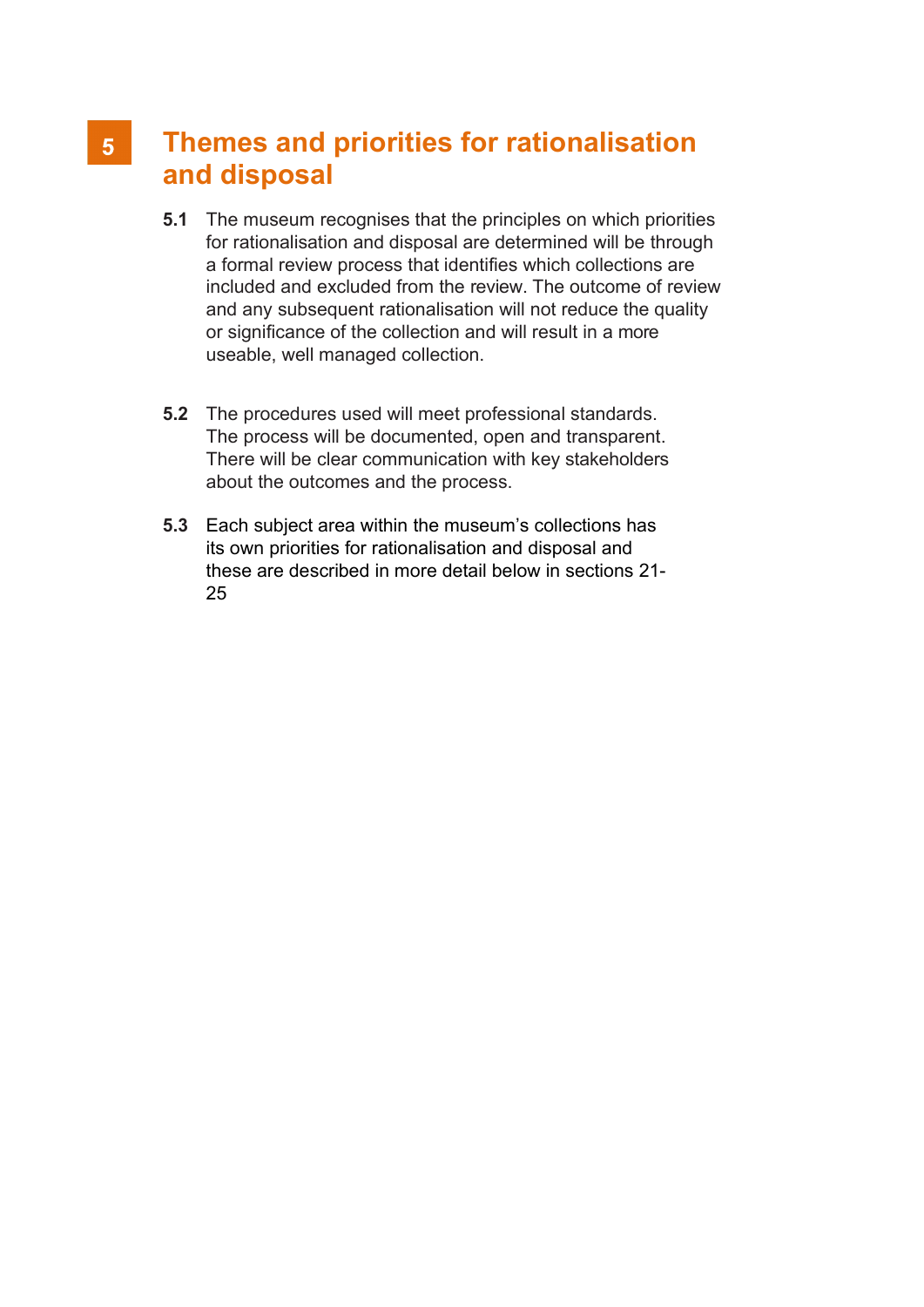# 5 Themes and priorities for rationalisation and disposal

**5.1** The museum recognises that the principles on which priorities for rationalisation and disposal are determined will be through a formal review process that identifies which collections are included and excluded from the review. The outcome of review and any subsequent rationalisation will not reduce the quality or significance of the collection and will result in a more useable, well managed collection.

**5.2** The procedures used will meet professional standards. The process will be documented, open and transparent. There will be clear communication with key stakeholders about the outcomes and the process.

**5.3** Each subject area within the museum's collections has its own priorities for rationalisation and disposal and these are described in more detail below in sections 21-25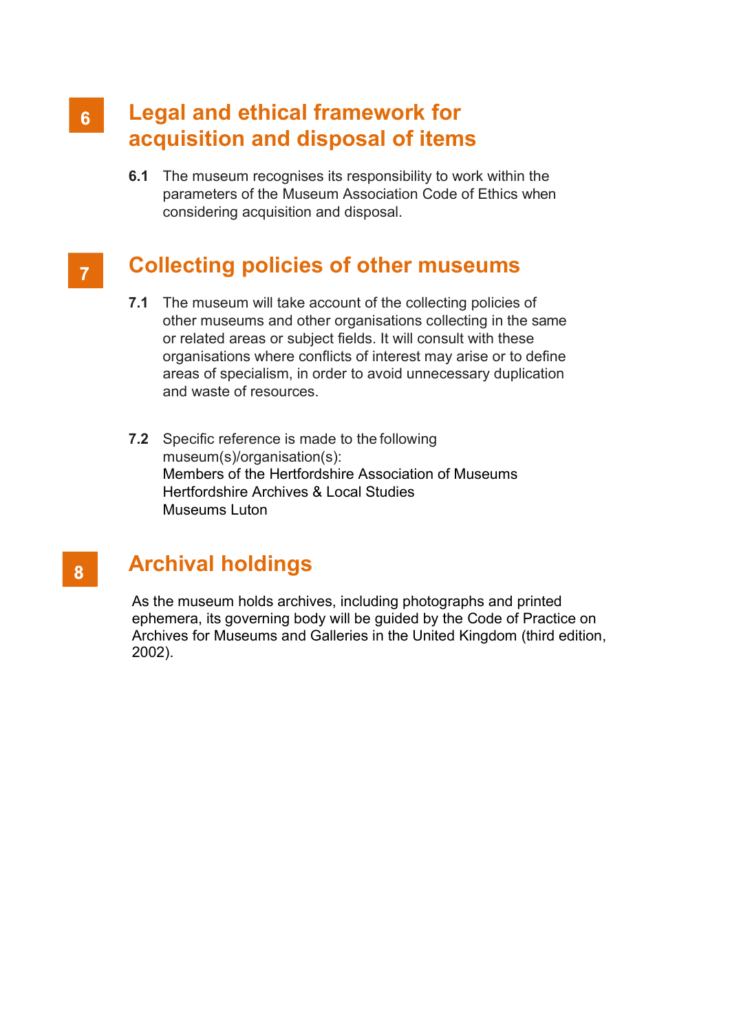## 6 Legal and ethical framework for acquisition and disposal of items

**6.1** The museum recognises its responsibility to work within the parameters of the Museum Association Code of Ethics when considering acquisition and disposal.

## 7 Collecting policies of other museums

**7.1** The museum will take account of the collecting policies of other museums and other organisations collecting in the same or related areas or subject fields. It will consult with these organisations where conflicts of interest may arise or to define areas of specialism, in order to avoid unnecessary duplication and waste of resources.

**7.2** Specific reference is made to the following museum(s)/organisation(s):
Members of the Hertfordshire Association of Museums
Hertfordshire Archives & Local Studies
Museums Luton

## 8 Archival holdings

As the museum holds archives, including photographs and printed ephemera, its governing body will be guided by the Code of Practice on Archives for Museums and Galleries in the United Kingdom (third edition, 2002).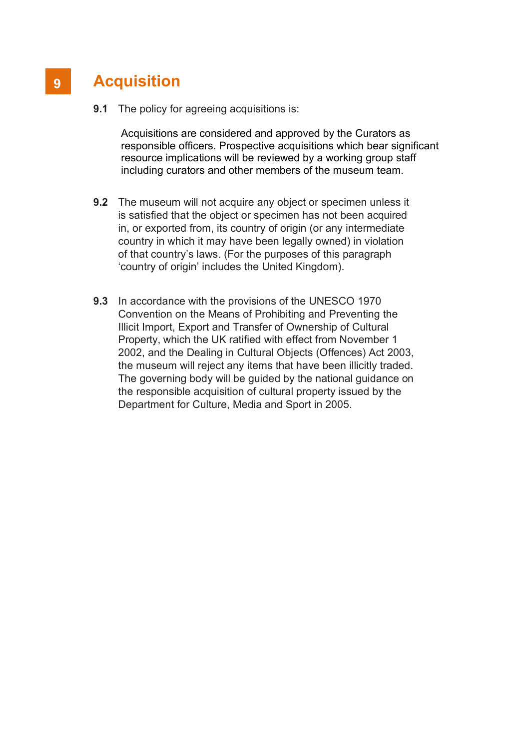# 9 Acquisition

**9.1** The policy for agreeing acquisitions is:

Acquisitions are considered and approved by the Curators as responsible officers. Prospective acquisitions which bear significant resource implications will be reviewed by a working group staff including curators and other members of the museum team.

**9.2** The museum will not acquire any object or specimen unless it is satisfied that the object or specimen has not been acquired in, or exported from, its country of origin (or any intermediate country in which it may have been legally owned) in violation of that country's laws. (For the purposes of this paragraph 'country of origin' includes the United Kingdom).

**9.3** In accordance with the provisions of the UNESCO 1970 Convention on the Means of Prohibiting and Preventing the Illicit Import, Export and Transfer of Ownership of Cultural Property, which the UK ratified with effect from November 1 2002, and the Dealing in Cultural Objects (Offences) Act 2003, the museum will reject any items that have been illicitly traded. The governing body will be guided by the national guidance on the responsible acquisition of cultural property issued by the Department for Culture, Media and Sport in 2005.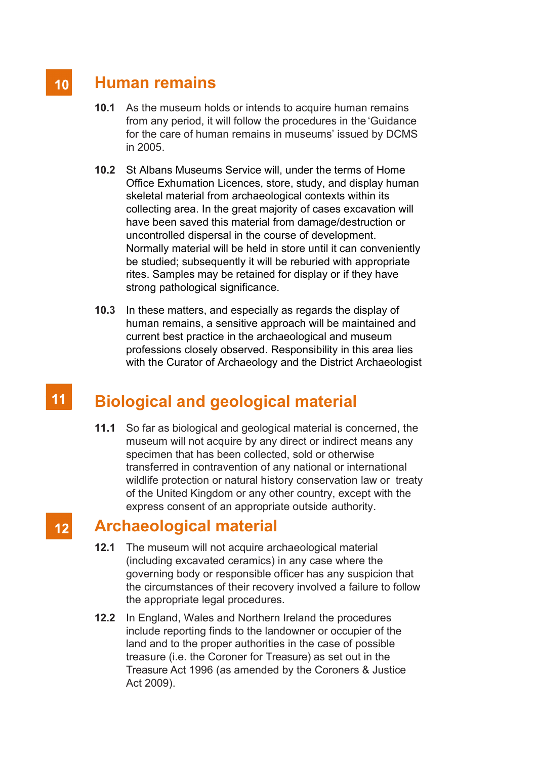## 10 Human remains

**10.1** As the museum holds or intends to acquire human remains from any period, it will follow the procedures in the 'Guidance for the care of human remains in museums' issued by DCMS in 2005.

**10.2** St Albans Museums Service will, under the terms of Home Office Exhumation Licences, store, study, and display human skeletal material from archaeological contexts within its collecting area. In the great majority of cases excavation will have been saved this material from damage/destruction or uncontrolled dispersal in the course of development. Normally material will be held in store until it can conveniently be studied; subsequently it will be reburied with appropriate rites. Samples may be retained for display or if they have strong pathological significance.

**10.3** In these matters, and especially as regards the display of human remains, a sensitive approach will be maintained and current best practice in the archaeological and museum professions closely observed. Responsibility in this area lies with the Curator of Archaeology and the District Archaeologist

## 11 Biological and geological material

**11.1** So far as biological and geological material is concerned, the museum will not acquire by any direct or indirect means any specimen that has been collected, sold or otherwise transferred in contravention of any national or international wildlife protection or natural history conservation law or treaty of the United Kingdom or any other country, except with the express consent of an appropriate outside authority.

## 12 Archaeological material

**12.1** The museum will not acquire archaeological material (including excavated ceramics) in any case where the governing body or responsible officer has any suspicion that the circumstances of their recovery involved a failure to follow the appropriate legal procedures.

**12.2** In England, Wales and Northern Ireland the procedures include reporting finds to the landowner or occupier of the land and to the proper authorities in the case of possible treasure (i.e. the Coroner for Treasure) as set out in the Treasure Act 1996 (as amended by the Coroners & Justice Act 2009).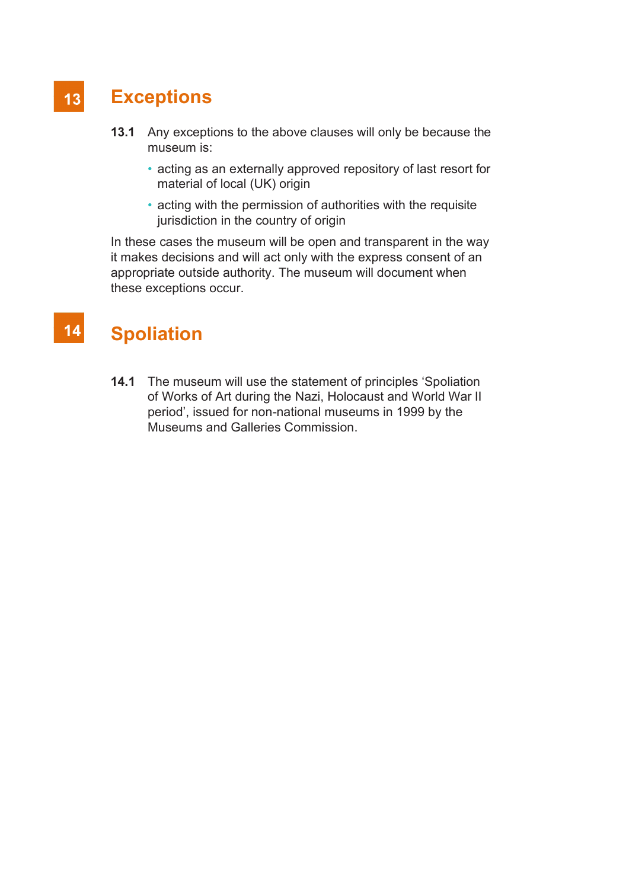## 13 Exceptions

**13.1** Any exceptions to the above clauses will only be because the museum is:

- acting as an externally approved repository of last resort for material of local (UK) origin
- acting with the permission of authorities with the requisite jurisdiction in the country of origin

In these cases the museum will be open and transparent in the way it makes decisions and will act only with the express consent of an appropriate outside authority. The museum will document when these exceptions occur.

## 14 Spoliation

**14.1** The museum will use the statement of principles 'Spoliation of Works of Art during the Nazi, Holocaust and World War II period', issued for non-national museums in 1999 by the Museums and Galleries Commission.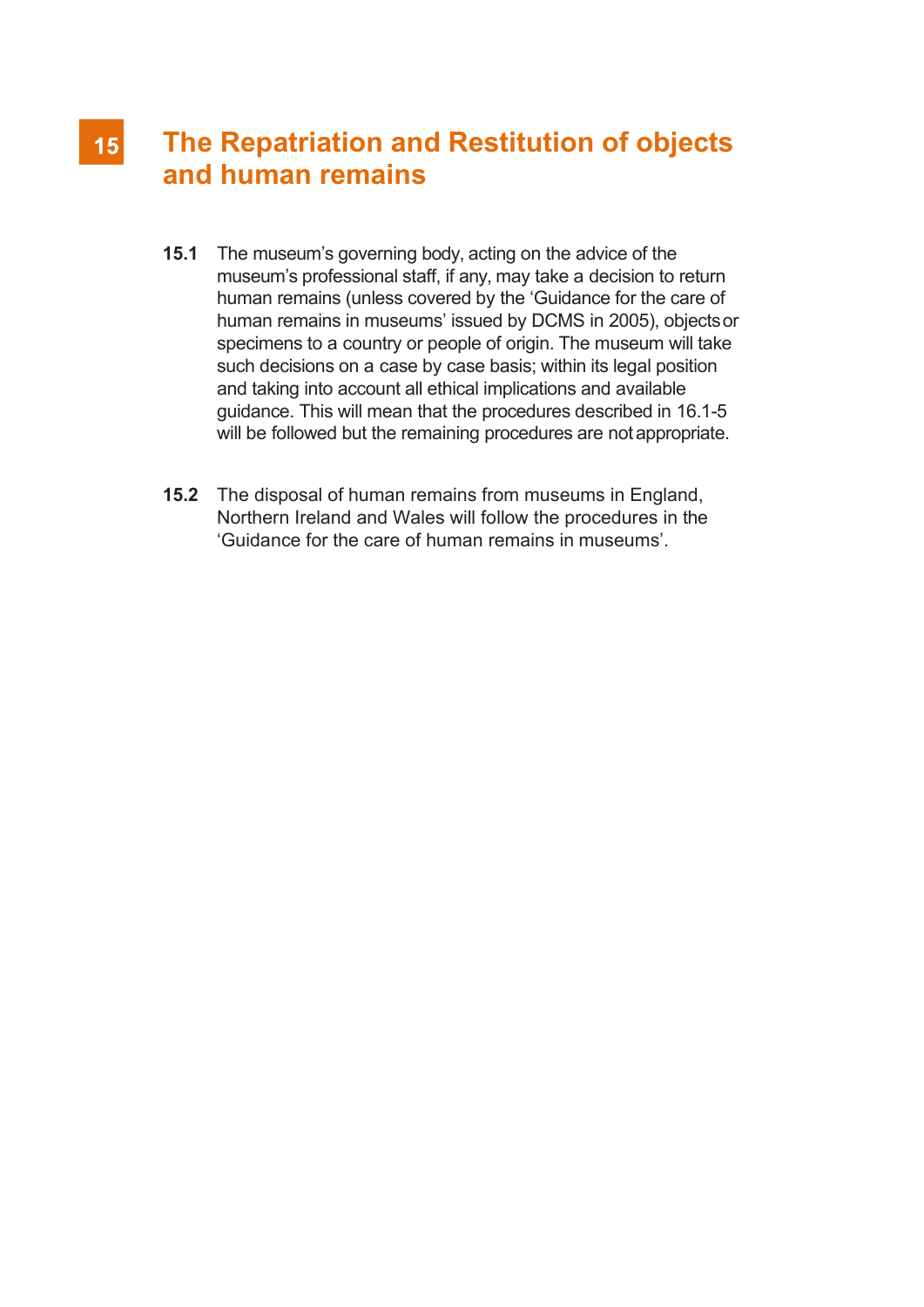## 15 The Repatriation and Restitution of objects and human remains

**15.1** The museum's governing body, acting on the advice of the museum's professional staff, if any, may take a decision to return human remains (unless covered by the 'Guidance for the care of human remains in museums' issued by DCMS in 2005), objects or specimens to a country or people of origin. The museum will take such decisions on a case by case basis; within its legal position and taking into account all ethical implications and available guidance. This will mean that the procedures described in 16.1-5 will be followed but the remaining procedures are not appropriate.

**15.2** The disposal of human remains from museums in England, Northern Ireland and Wales will follow the procedures in the 'Guidance for the care of human remains in museums'.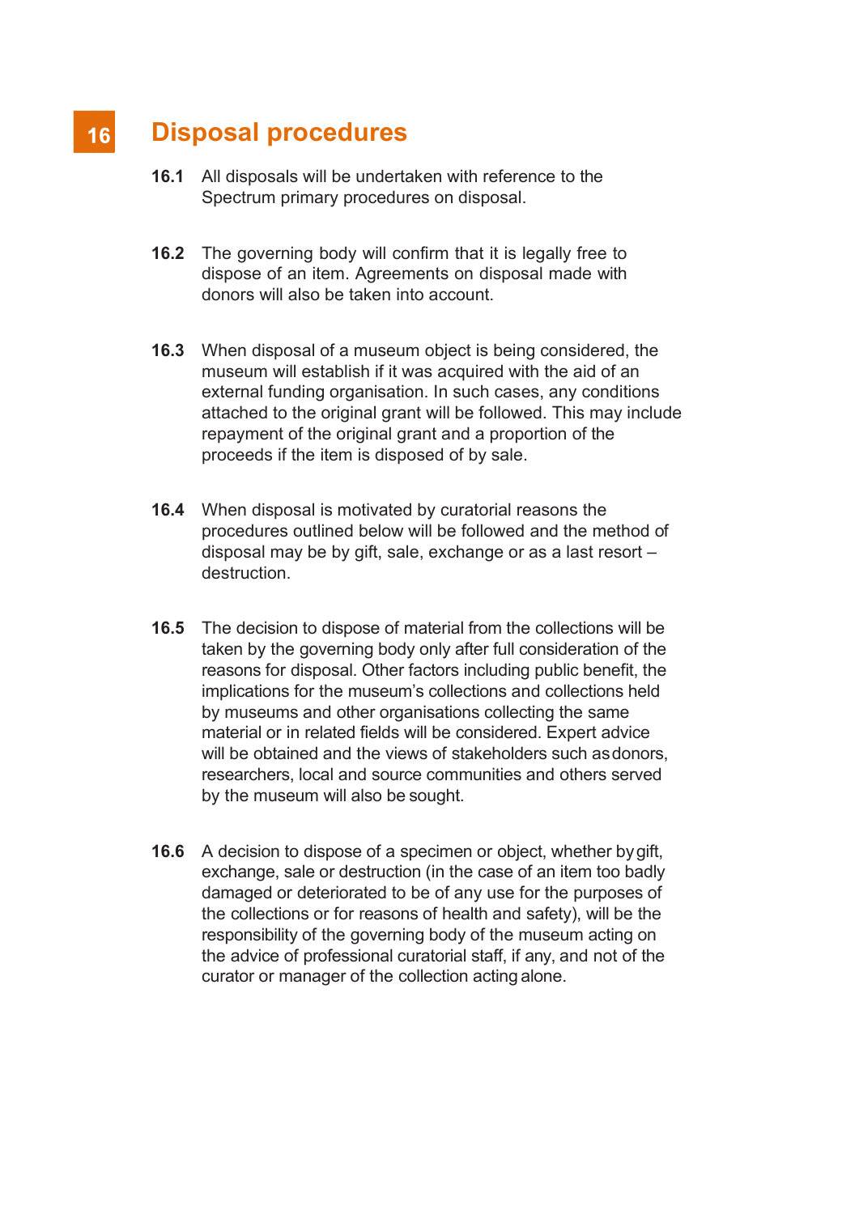## 16 Disposal procedures

**16.1** All disposals will be undertaken with reference to the Spectrum primary procedures on disposal.

**16.2** The governing body will confirm that it is legally free to dispose of an item. Agreements on disposal made with donors will also be taken into account.

**16.3** When disposal of a museum object is being considered, the museum will establish if it was acquired with the aid of an external funding organisation. In such cases, any conditions attached to the original grant will be followed. This may include repayment of the original grant and a proportion of the proceeds if the item is disposed of by sale.

**16.4** When disposal is motivated by curatorial reasons the procedures outlined below will be followed and the method of disposal may be by gift, sale, exchange or as a last resort – destruction.

**16.5** The decision to dispose of material from the collections will be taken by the governing body only after full consideration of the reasons for disposal. Other factors including public benefit, the implications for the museum's collections and collections held by museums and other organisations collecting the same material or in related fields will be considered. Expert advice will be obtained and the views of stakeholders such as donors, researchers, local and source communities and others served by the museum will also be sought.

**16.6** A decision to dispose of a specimen or object, whether by gift, exchange, sale or destruction (in the case of an item too badly damaged or deteriorated to be of any use for the purposes of the collections or for reasons of health and safety), will be the responsibility of the governing body of the museum acting on the advice of professional curatorial staff, if any, and not of the curator or manager of the collection acting alone.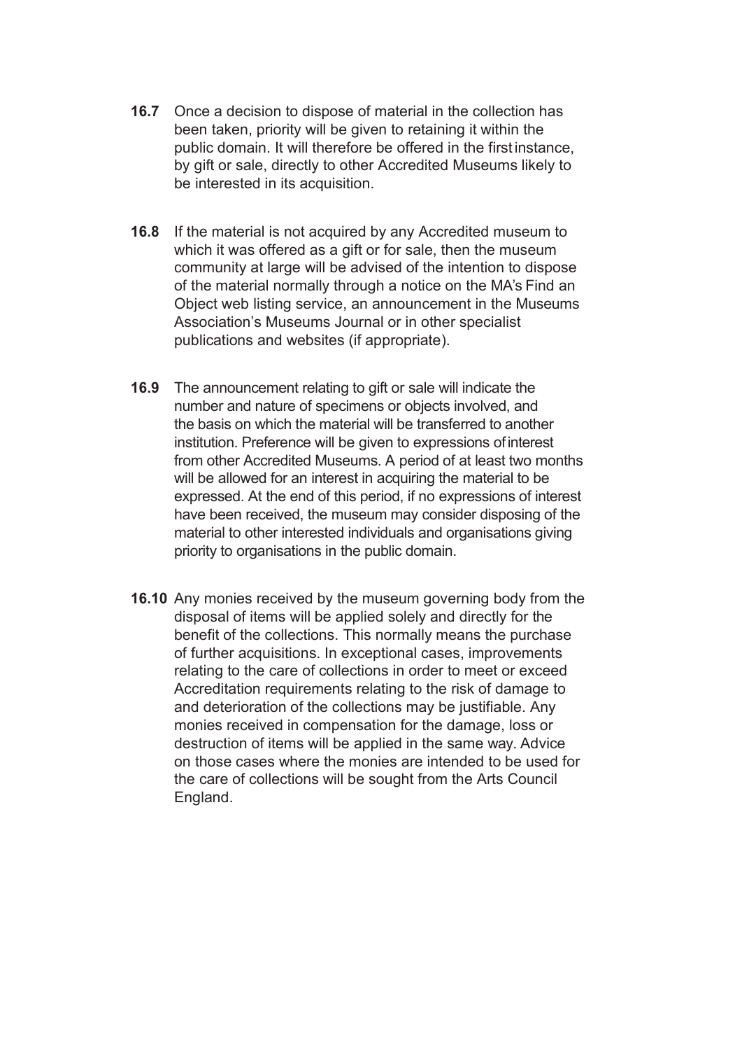**16.7** Once a decision to dispose of material in the collection has been taken, priority will be given to retaining it within the public domain. It will therefore be offered in the first instance, by gift or sale, directly to other Accredited Museums likely to be interested in its acquisition.

**16.8** If the material is not acquired by any Accredited museum to which it was offered as a gift or for sale, then the museum community at large will be advised of the intention to dispose of the material normally through a notice on the MA's Find an Object web listing service, an announcement in the Museums Association's Museums Journal or in other specialist publications and websites (if appropriate).

**16.9** The announcement relating to gift or sale will indicate the number and nature of specimens or objects involved, and the basis on which the material will be transferred to another institution. Preference will be given to expressions of interest from other Accredited Museums. A period of at least two months will be allowed for an interest in acquiring the material to be expressed. At the end of this period, if no expressions of interest have been received, the museum may consider disposing of the material to other interested individuals and organisations giving priority to organisations in the public domain.

**16.10** Any monies received by the museum governing body from the disposal of items will be applied solely and directly for the benefit of the collections. This normally means the purchase of further acquisitions. In exceptional cases, improvements relating to the care of collections in order to meet or exceed Accreditation requirements relating to the risk of damage to and deterioration of the collections may be justifiable. Any monies received in compensation for the damage, loss or destruction of items will be applied in the same way. Advice on those cases where the monies are intended to be used for the care of collections will be sought from the Arts Council England.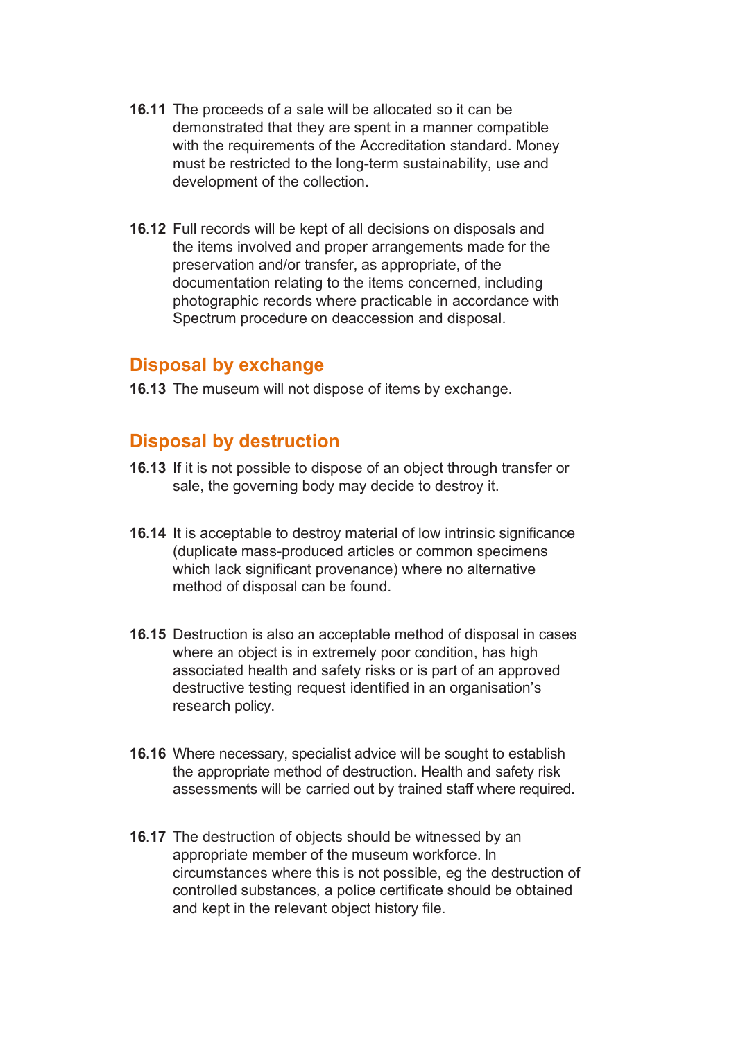**16.11** The proceeds of a sale will be allocated so it can be demonstrated that they are spent in a manner compatible with the requirements of the Accreditation standard. Money must be restricted to the long-term sustainability, use and development of the collection.

**16.12** Full records will be kept of all decisions on disposals and the items involved and proper arrangements made for the preservation and/or transfer, as appropriate, of the documentation relating to the items concerned, including photographic records where practicable in accordance with Spectrum procedure on deaccession and disposal.

## Disposal by exchange

**16.13** The museum will not dispose of items by exchange.

## Disposal by destruction

**16.13** If it is not possible to dispose of an object through transfer or sale, the governing body may decide to destroy it.

**16.14** It is acceptable to destroy material of low intrinsic significance (duplicate mass-produced articles or common specimens which lack significant provenance) where no alternative method of disposal can be found.

**16.15** Destruction is also an acceptable method of disposal in cases where an object is in extremely poor condition, has high associated health and safety risks or is part of an approved destructive testing request identified in an organisation's research policy.

**16.16** Where necessary, specialist advice will be sought to establish the appropriate method of destruction. Health and safety risk assessments will be carried out by trained staff where required.

**16.17** The destruction of objects should be witnessed by an appropriate member of the museum workforce. In circumstances where this is not possible, eg the destruction of controlled substances, a police certificate should be obtained and kept in the relevant object history file.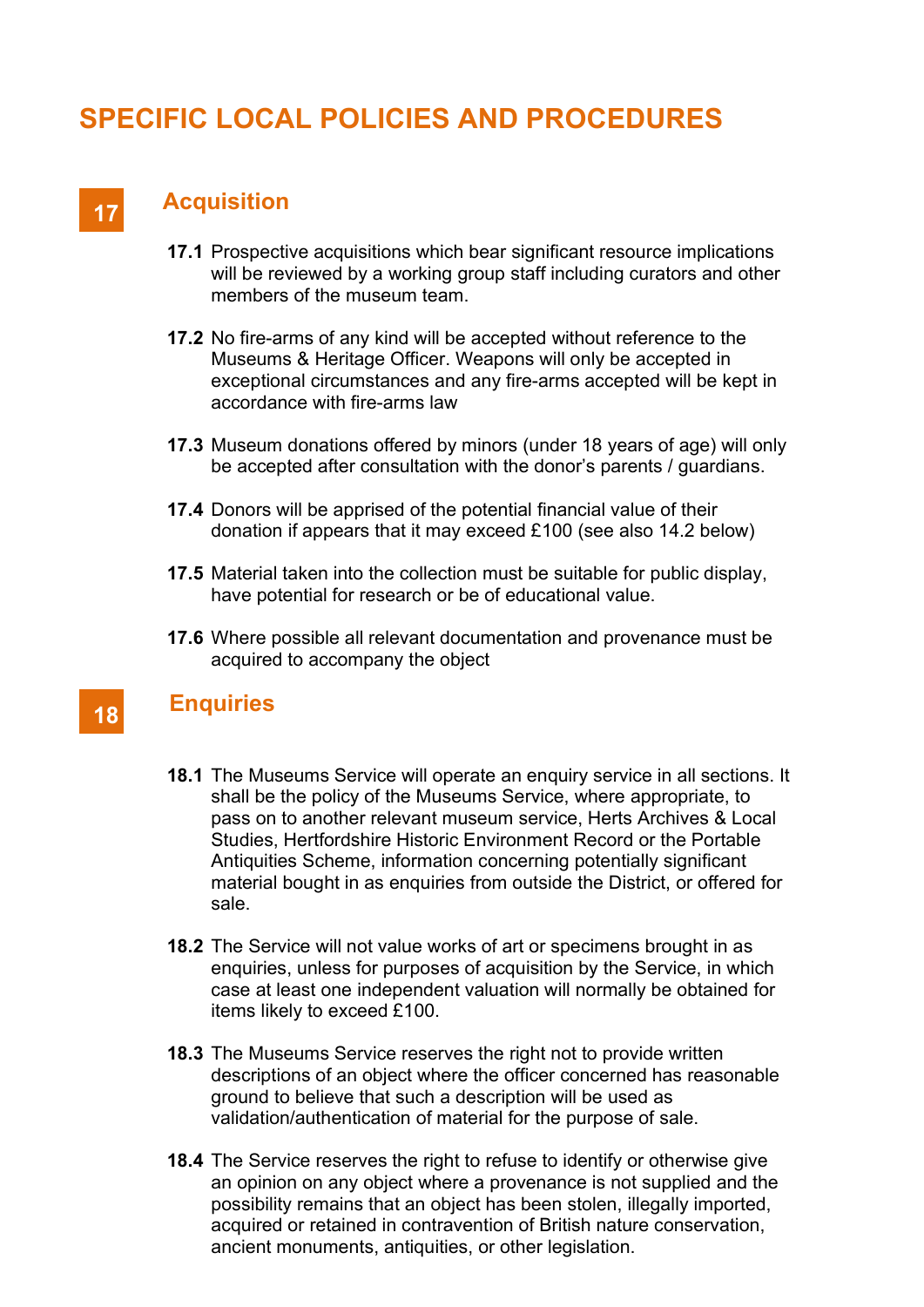# SPECIFIC LOCAL POLICIES AND PROCEDURES

## 17 Acquisition

**17.1** Prospective acquisitions which bear significant resource implications will be reviewed by a working group staff including curators and other members of the museum team.

**17.2** No fire-arms of any kind will be accepted without reference to the Museums & Heritage Officer. Weapons will only be accepted in exceptional circumstances and any fire-arms accepted will be kept in accordance with fire-arms law

**17.3** Museum donations offered by minors (under 18 years of age) will only be accepted after consultation with the donor's parents / guardians.

**17.4** Donors will be apprised of the potential financial value of their donation if appears that it may exceed £100 (see also 14.2 below)

**17.5** Material taken into the collection must be suitable for public display, have potential for research or be of educational value.

**17.6** Where possible all relevant documentation and provenance must be acquired to accompany the object

## 18 Enquiries

**18.1** The Museums Service will operate an enquiry service in all sections. It shall be the policy of the Museums Service, where appropriate, to pass on to another relevant museum service, Herts Archives & Local Studies, Hertfordshire Historic Environment Record or the Portable Antiquities Scheme, information concerning potentially significant material bought in as enquiries from outside the District, or offered for sale.

**18.2** The Service will not value works of art or specimens brought in as enquiries, unless for purposes of acquisition by the Service, in which case at least one independent valuation will normally be obtained for items likely to exceed £100.

**18.3** The Museums Service reserves the right not to provide written descriptions of an object where the officer concerned has reasonable ground to believe that such a description will be used as validation/authentication of material for the purpose of sale.

**18.4** The Service reserves the right to refuse to identify or otherwise give an opinion on any object where a provenance is not supplied and the possibility remains that an object has been stolen, illegally imported, acquired or retained in contravention of British nature conservation, ancient monuments, antiquities, or other legislation.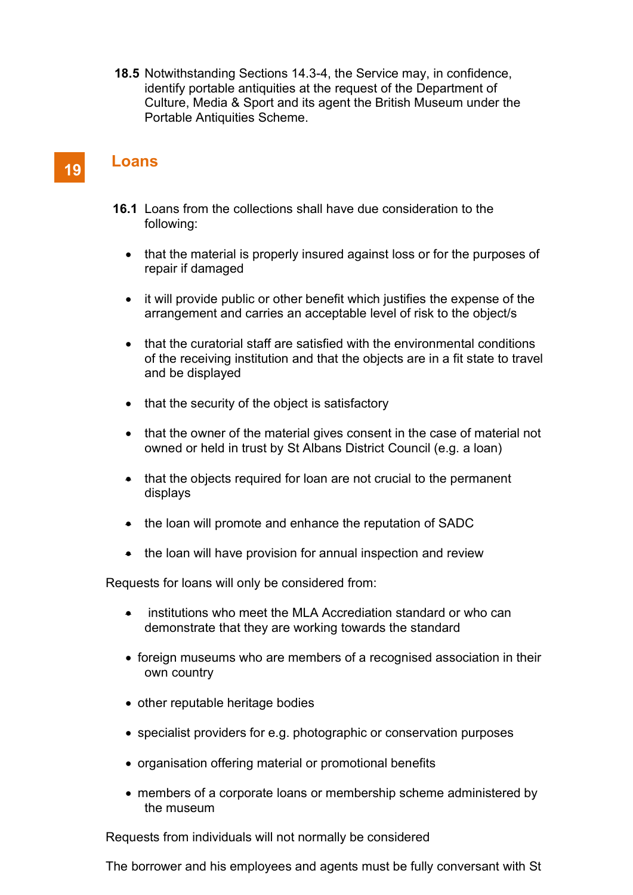**18.5** Notwithstanding Sections 14.3-4, the Service may, in confidence, identify portable antiquities at the request of the Department of Culture, Media & Sport and its agent the British Museum under the Portable Antiquities Scheme.

## 19 Loans

**16.1** Loans from the collections shall have due consideration to the following:

- that the material is properly insured against loss or for the purposes of repair if damaged
- it will provide public or other benefit which justifies the expense of the arrangement and carries an acceptable level of risk to the object/s
- that the curatorial staff are satisfied with the environmental conditions of the receiving institution and that the objects are in a fit state to travel and be displayed
- that the security of the object is satisfactory
- that the owner of the material gives consent in the case of material not owned or held in trust by St Albans District Council (e.g. a loan)
- that the objects required for loan are not crucial to the permanent displays
- the loan will promote and enhance the reputation of SADC
- the loan will have provision for annual inspection and review

Requests for loans will only be considered from:

- institutions who meet the MLA Accrediation standard or who can demonstrate that they are working towards the standard
- foreign museums who are members of a recognised association in their own country
- other reputable heritage bodies
- specialist providers for e.g. photographic or conservation purposes
- organisation offering material or promotional benefits
- members of a corporate loans or membership scheme administered by the museum

Requests from individuals will not normally be considered

The borrower and his employees and agents must be fully conversant with St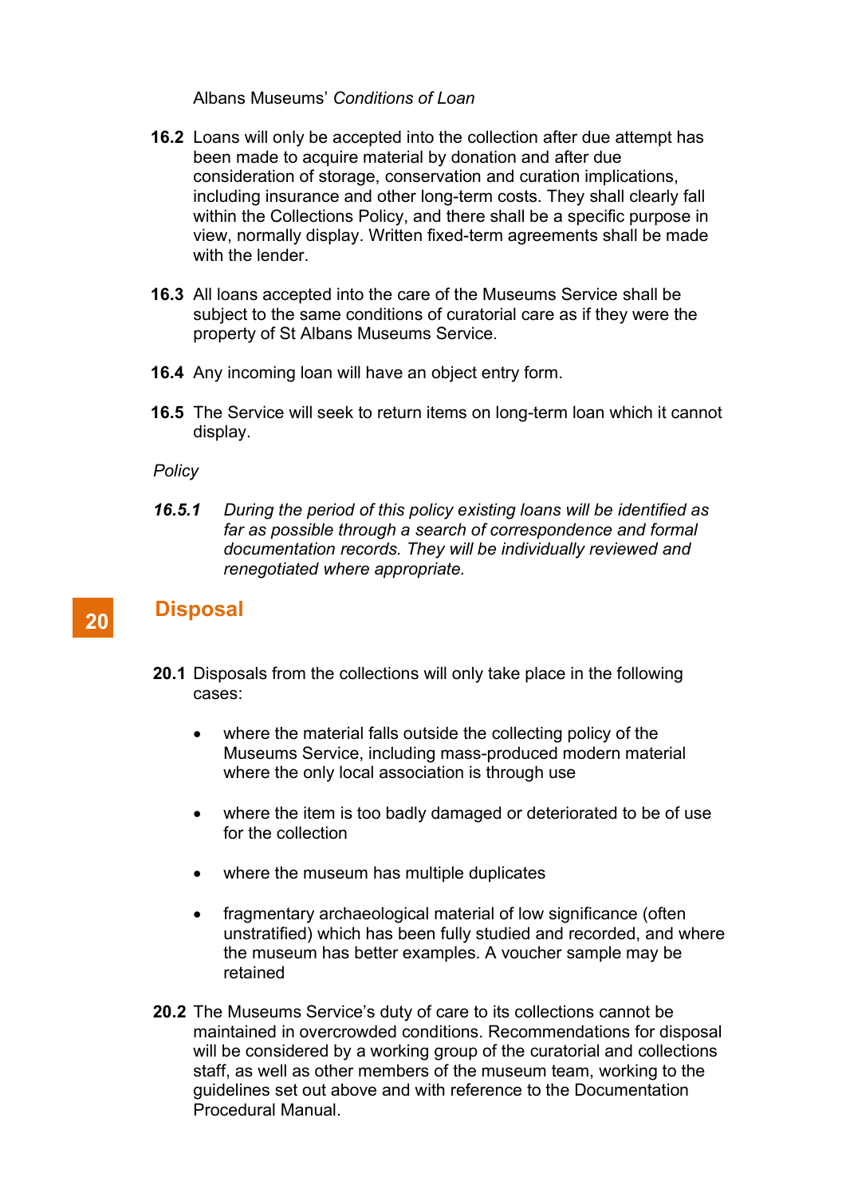Albans Museums' *Conditions of Loan*

**16.2** Loans will only be accepted into the collection after due attempt has been made to acquire material by donation and after due consideration of storage, conservation and curation implications, including insurance and other long-term costs. They shall clearly fall within the Collections Policy, and there shall be a specific purpose in view, normally display. Written fixed-term agreements shall be made with the lender.

**16.3** All loans accepted into the care of the Museums Service shall be subject to the same conditions of curatorial care as if they were the property of St Albans Museums Service.

**16.4** Any incoming loan will have an object entry form.

**16.5** The Service will seek to return items on long-term loan which it cannot display.

*Policy*

***16.5.1*** *During the period of this policy existing loans will be identified as far as possible through a search of correspondence and formal documentation records. They will be individually reviewed and renegotiated where appropriate.*

## 20 Disposal

**20.1** Disposals from the collections will only take place in the following cases:

- where the material falls outside the collecting policy of the Museums Service, including mass-produced modern material where the only local association is through use
- where the item is too badly damaged or deteriorated to be of use for the collection
- where the museum has multiple duplicates
- fragmentary archaeological material of low significance (often unstratified) which has been fully studied and recorded, and where the museum has better examples. A voucher sample may be retained

**20.2** The Museums Service's duty of care to its collections cannot be maintained in overcrowded conditions. Recommendations for disposal will be considered by a working group of the curatorial and collections staff, as well as other members of the museum team, working to the guidelines set out above and with reference to the Documentation Procedural Manual.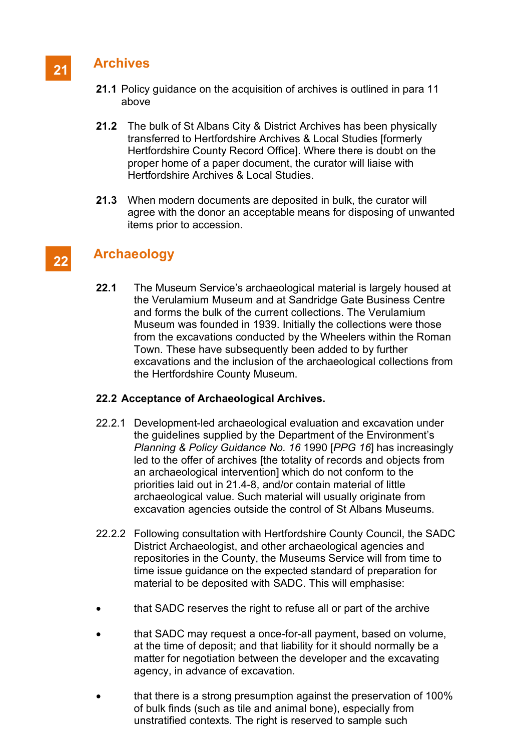## 21 Archives

**21.1** Policy guidance on the acquisition of archives is outlined in para 11 above

**21.2** The bulk of St Albans City & District Archives has been physically transferred to Hertfordshire Archives & Local Studies [formerly Hertfordshire County Record Office]. Where there is doubt on the proper home of a paper document, the curator will liaise with Hertfordshire Archives & Local Studies.

**21.3** When modern documents are deposited in bulk, the curator will agree with the donor an acceptable means for disposing of unwanted items prior to accession.

## 22 Archaeology

**22.1** The Museum Service's archaeological material is largely housed at the Verulamium Museum and at Sandridge Gate Business Centre and forms the bulk of the current collections. The Verulamium Museum was founded in 1939. Initially the collections were those from the excavations conducted by the Wheelers within the Roman Town. These have subsequently been added to by further excavations and the inclusion of the archaeological collections from the Hertfordshire County Museum.

**22.2 Acceptance of Archaeological Archives.**

22.2.1 Development-led archaeological evaluation and excavation under the guidelines supplied by the Department of the Environment's *Planning & Policy Guidance No. 16* 1990 [*PPG 16*] has increasingly led to the offer of archives [the totality of records and objects from an archaeological intervention] which do not conform to the priorities laid out in 21.4-8, and/or contain material of little archaeological value. Such material will usually originate from excavation agencies outside the control of St Albans Museums.

22.2.2 Following consultation with Hertfordshire County Council, the SADC District Archaeologist, and other archaeological agencies and repositories in the County, the Museums Service will from time to time issue guidance on the expected standard of preparation for material to be deposited with SADC. This will emphasise:

- that SADC reserves the right to refuse all or part of the archive
- that SADC may request a once-for-all payment, based on volume, at the time of deposit; and that liability for it should normally be a matter for negotiation between the developer and the excavating agency, in advance of excavation.
- that there is a strong presumption against the preservation of 100% of bulk finds (such as tile and animal bone), especially from unstratified contexts. The right is reserved to sample such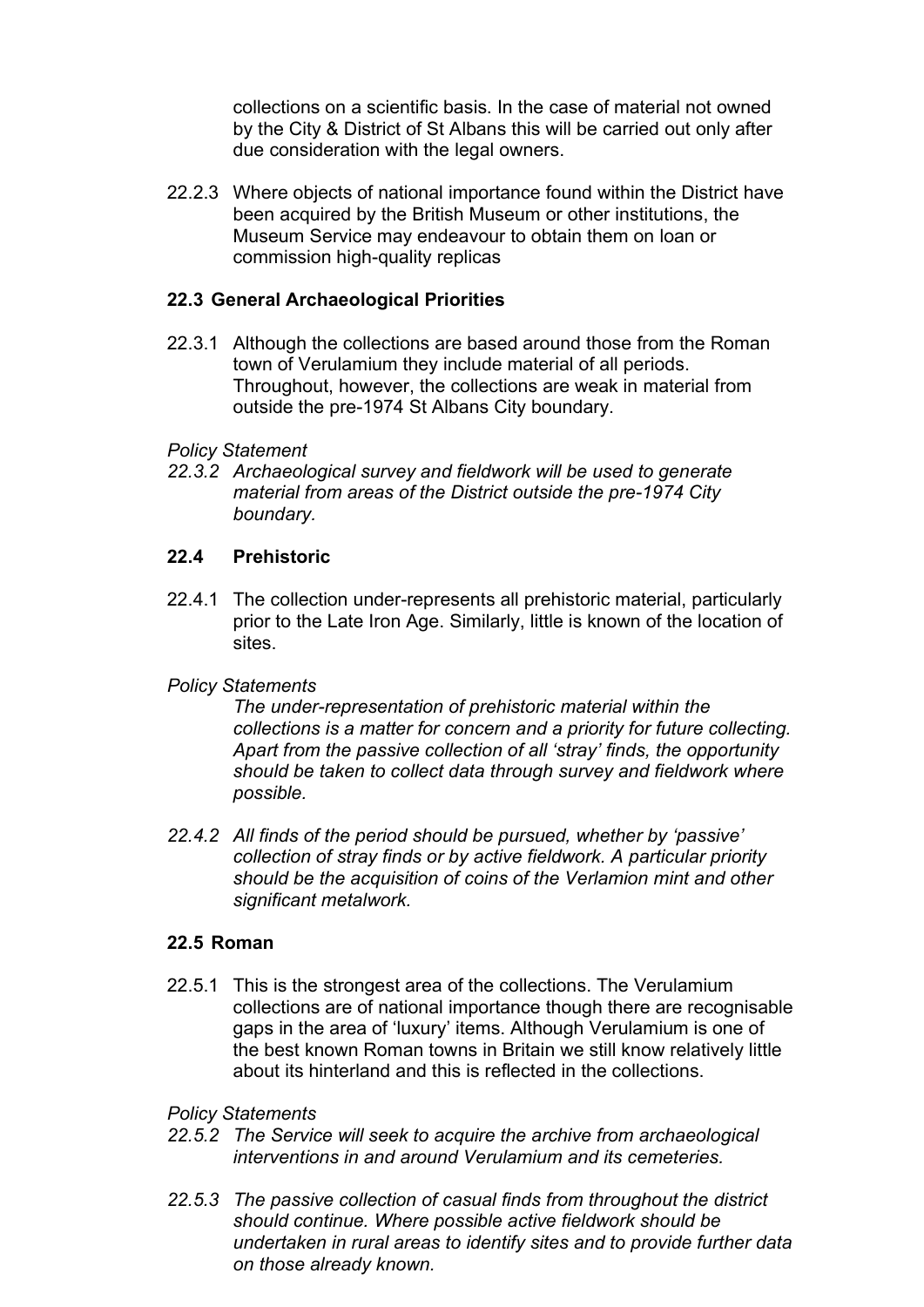collections on a scientific basis. In the case of material not owned by the City & District of St Albans this will be carried out only after due consideration with the legal owners.

22.2.3 Where objects of national importance found within the District have been acquired by the British Museum or other institutions, the Museum Service may endeavour to obtain them on loan or commission high-quality replicas

### 22.3 General Archaeological Priorities

22.3.1 Although the collections are based around those from the Roman town of Verulamium they include material of all periods. Throughout, however, the collections are weak in material from outside the pre-1974 St Albans City boundary.

*Policy Statement*

*22.3.2 Archaeological survey and fieldwork will be used to generate material from areas of the District outside the pre-1974 City boundary.*

### 22.4 Prehistoric

22.4.1 The collection under-represents all prehistoric material, particularly prior to the Late Iron Age. Similarly, little is known of the location of sites.

*Policy Statements*

*The under-representation of prehistoric material within the collections is a matter for concern and a priority for future collecting. Apart from the passive collection of all 'stray' finds, the opportunity should be taken to collect data through survey and fieldwork where possible.*

*22.4.2 All finds of the period should be pursued, whether by 'passive' collection of stray finds or by active fieldwork. A particular priority should be the acquisition of coins of the Verlamion mint and other significant metalwork.*

### 22.5 Roman

22.5.1 This is the strongest area of the collections. The Verulamium collections are of national importance though there are recognisable gaps in the area of 'luxury' items. Although Verulamium is one of the best known Roman towns in Britain we still know relatively little about its hinterland and this is reflected in the collections.

*Policy Statements*

*22.5.2 The Service will seek to acquire the archive from archaeological interventions in and around Verulamium and its cemeteries.*

*22.5.3 The passive collection of casual finds from throughout the district should continue. Where possible active fieldwork should be undertaken in rural areas to identify sites and to provide further data on those already known.*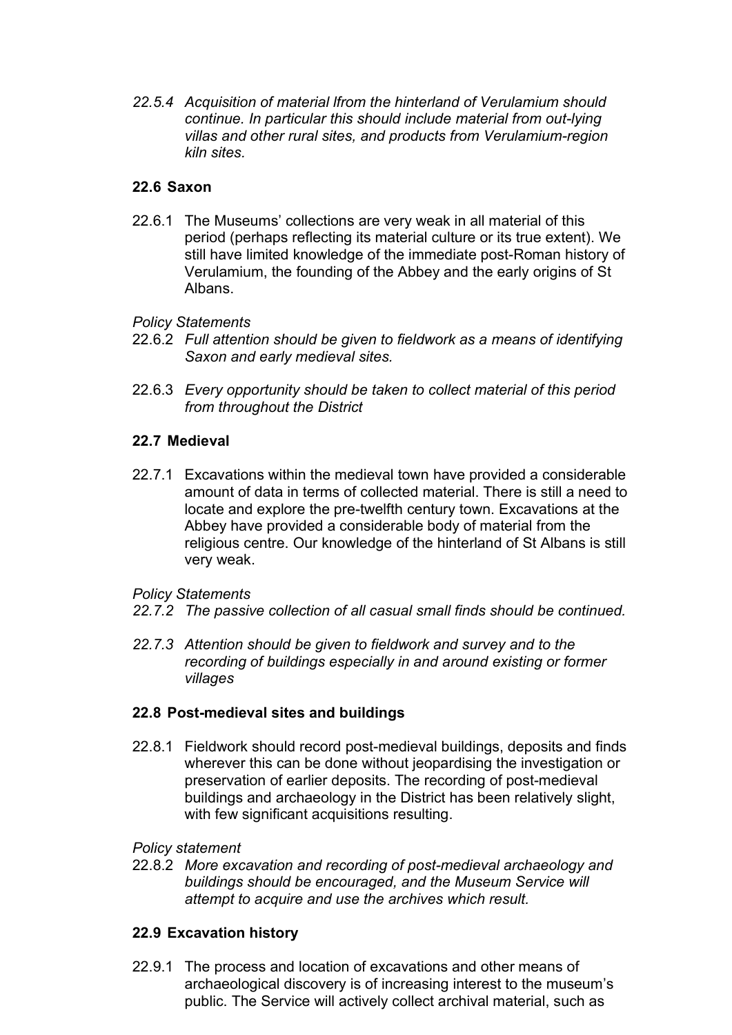*22.5.4 Acquisition of material lfrom the hinterland of Verulamium should continue. In particular this should include material from out-lying villas and other rural sites, and products from Verulamium-region kiln sites.*

## 22.6 Saxon

22.6.1 The Museums' collections are very weak in all material of this period (perhaps reflecting its material culture or its true extent). We still have limited knowledge of the immediate post-Roman history of Verulamium, the founding of the Abbey and the early origins of St Albans.

*Policy Statements*

22.6.2 *Full attention should be given to fieldwork as a means of identifying Saxon and early medieval sites.*

22.6.3 *Every opportunity should be taken to collect material of this period from throughout the District*

## 22.7 Medieval

22.7.1 Excavations within the medieval town have provided a considerable amount of data in terms of collected material. There is still a need to locate and explore the pre-twelfth century town. Excavations at the Abbey have provided a considerable body of material from the religious centre. Our knowledge of the hinterland of St Albans is still very weak.

*Policy Statements*

*22.7.2 The passive collection of all casual small finds should be continued.*

*22.7.3 Attention should be given to fieldwork and survey and to the recording of buildings especially in and around existing or former villages*

## 22.8 Post-medieval sites and buildings

22.8.1 Fieldwork should record post-medieval buildings, deposits and finds wherever this can be done without jeopardising the investigation or preservation of earlier deposits. The recording of post-medieval buildings and archaeology in the District has been relatively slight, with few significant acquisitions resulting.

*Policy statement*

22.8.2 *More excavation and recording of post-medieval archaeology and buildings should be encouraged, and the Museum Service will attempt to acquire and use the archives which result.*

## 22.9 Excavation history

22.9.1 The process and location of excavations and other means of archaeological discovery is of increasing interest to the museum's public. The Service will actively collect archival material, such as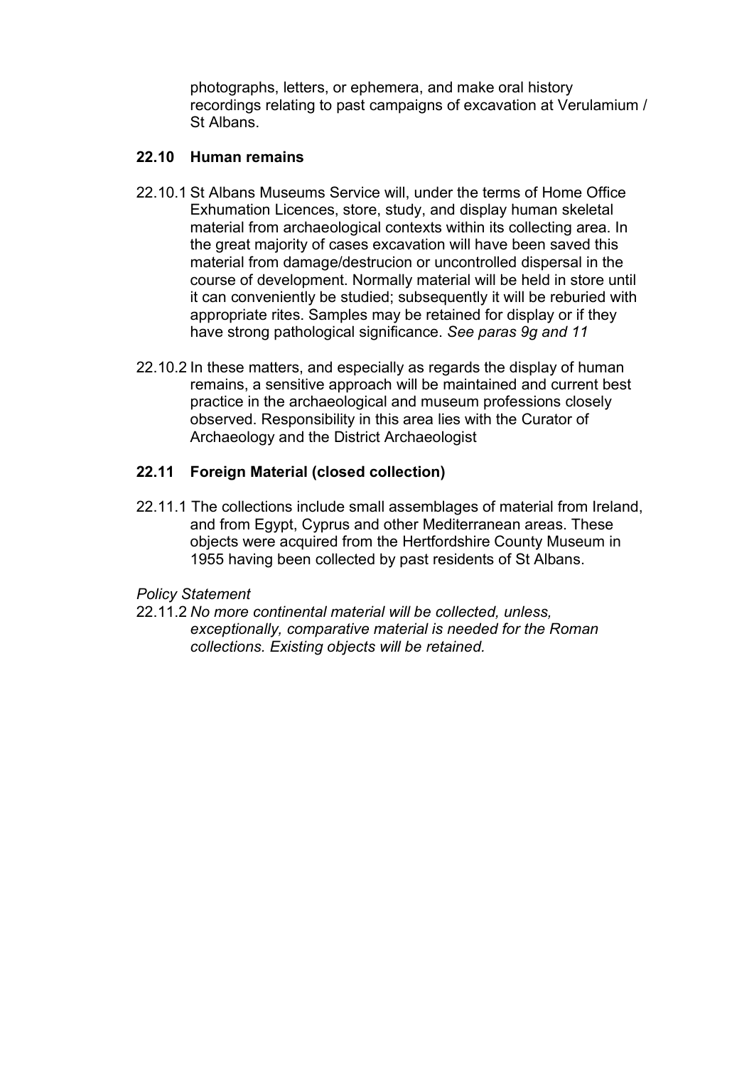photographs, letters, or ephemera, and make oral history recordings relating to past campaigns of excavation at Verulamium / St Albans.

### 22.10 Human remains

22.10.1 St Albans Museums Service will, under the terms of Home Office Exhumation Licences, store, study, and display human skeletal material from archaeological contexts within its collecting area. In the great majority of cases excavation will have been saved this material from damage/destrucion or uncontrolled dispersal in the course of development. Normally material will be held in store until it can conveniently be studied; subsequently it will be reburied with appropriate rites. Samples may be retained for display or if they have strong pathological significance. *See paras 9g and 11*

22.10.2 In these matters, and especially as regards the display of human remains, a sensitive approach will be maintained and current best practice in the archaeological and museum professions closely observed. Responsibility in this area lies with the Curator of Archaeology and the District Archaeologist

### 22.11 Foreign Material (closed collection)

22.11.1 The collections include small assemblages of material from Ireland, and from Egypt, Cyprus and other Mediterranean areas. These objects were acquired from the Hertfordshire County Museum in 1955 having been collected by past residents of St Albans.

*Policy Statement*

22.11.2 *No more continental material will be collected, unless, exceptionally, comparative material is needed for the Roman collections. Existing objects will be retained.*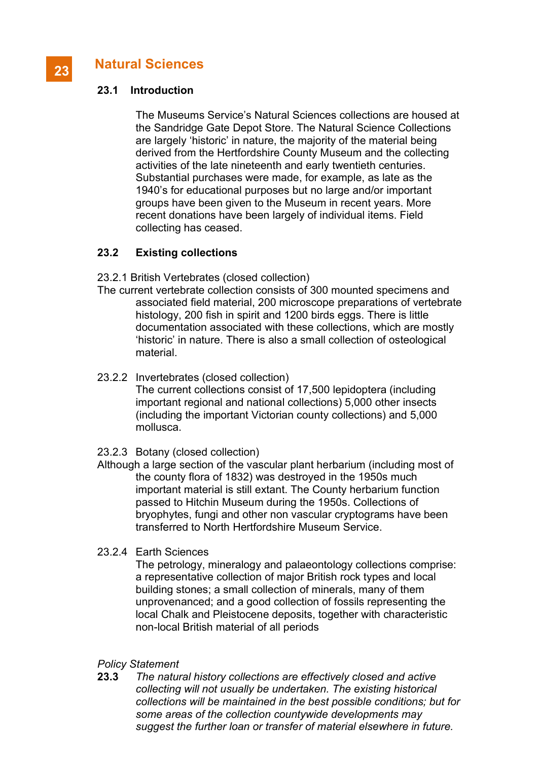# 23 Natural Sciences

## 23.1 Introduction

The Museums Service's Natural Sciences collections are housed at the Sandridge Gate Depot Store. The Natural Science Collections are largely 'historic' in nature, the majority of the material being derived from the Hertfordshire County Museum and the collecting activities of the late nineteenth and early twentieth centuries. Substantial purchases were made, for example, as late as the 1940's for educational purposes but no large and/or important groups have been given to the Museum in recent years. More recent donations have been largely of individual items. Field collecting has ceased.

## 23.2 Existing collections

23.2.1 British Vertebrates (closed collection)

The current vertebrate collection consists of 300 mounted specimens and associated field material, 200 microscope preparations of vertebrate histology, 200 fish in spirit and 1200 birds eggs. There is little documentation associated with these collections, which are mostly 'historic' in nature. There is also a small collection of osteological material.

23.2.2 Invertebrates (closed collection)

The current collections consist of 17,500 lepidoptera (including important regional and national collections) 5,000 other insects (including the important Victorian county collections) and 5,000 mollusca.

23.2.3 Botany (closed collection)

Although a large section of the vascular plant herbarium (including most of the county flora of 1832) was destroyed in the 1950s much important material is still extant. The County herbarium function passed to Hitchin Museum during the 1950s. Collections of bryophytes, fungi and other non vascular cryptograms have been transferred to North Hertfordshire Museum Service.

23.2.4 Earth Sciences

The petrology, mineralogy and palaeontology collections comprise: a representative collection of major British rock types and local building stones; a small collection of minerals, many of them unprovenanced; and a good collection of fossils representing the local Chalk and Pleistocene deposits, together with characteristic non-local British material of all periods

*Policy Statement*

**23.3** *The natural history collections are effectively closed and active collecting will not usually be undertaken. The existing historical collections will be maintained in the best possible conditions; but for some areas of the collection countywide developments may suggest the further loan or transfer of material elsewhere in future.*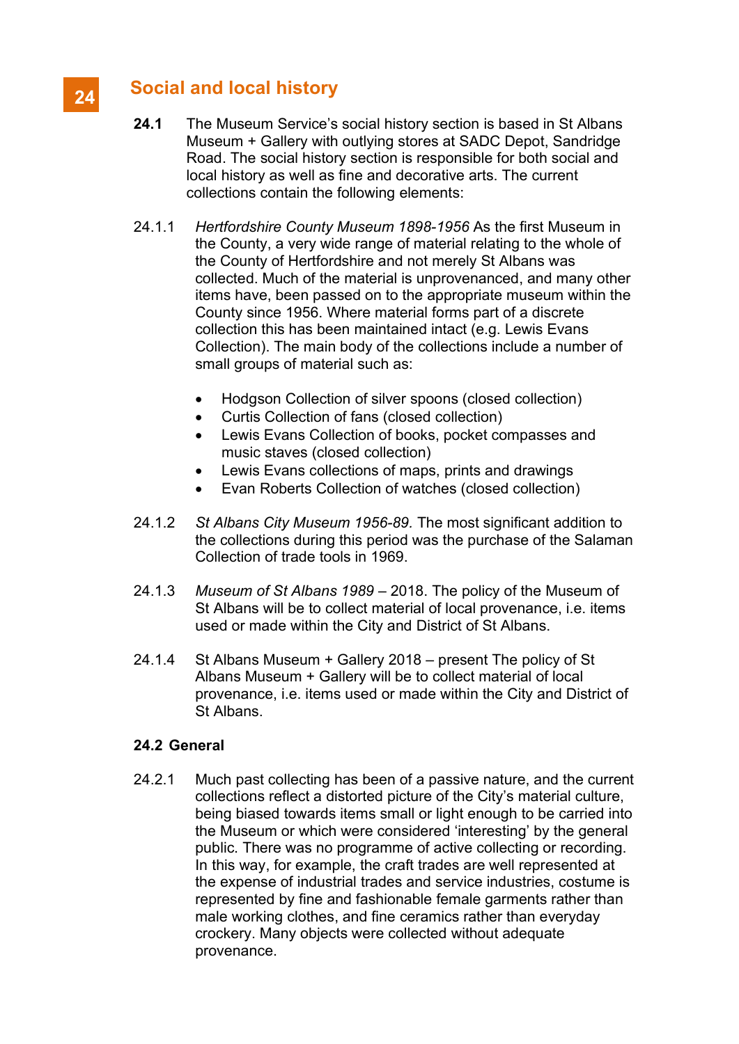# 24 Social and local history

**24.1** The Museum Service's social history section is based in St Albans Museum + Gallery with outlying stores at SADC Depot, Sandridge Road. The social history section is responsible for both social and local history as well as fine and decorative arts. The current collections contain the following elements:

24.1.1 *Hertfordshire County Museum 1898-1956* As the first Museum in the County, a very wide range of material relating to the whole of the County of Hertfordshire and not merely St Albans was collected. Much of the material is unprovenanced, and many other items have, been passed on to the appropriate museum within the County since 1956. Where material forms part of a discrete collection this has been maintained intact (e.g. Lewis Evans Collection). The main body of the collections include a number of small groups of material such as:

- Hodgson Collection of silver spoons (closed collection)
- Curtis Collection of fans (closed collection)
- Lewis Evans Collection of books, pocket compasses and music staves (closed collection)
- Lewis Evans collections of maps, prints and drawings
- Evan Roberts Collection of watches (closed collection)

24.1.2 *St Albans City Museum 1956-89.* The most significant addition to the collections during this period was the purchase of the Salaman Collection of trade tools in 1969.

24.1.3 *Museum of St Albans 1989* – 2018. The policy of the Museum of St Albans will be to collect material of local provenance, i.e. items used or made within the City and District of St Albans.

24.1.4 St Albans Museum + Gallery 2018 – present The policy of St Albans Museum + Gallery will be to collect material of local provenance, i.e. items used or made within the City and District of St Albans.

**24.2 General**

24.2.1 Much past collecting has been of a passive nature, and the current collections reflect a distorted picture of the City's material culture, being biased towards items small or light enough to be carried into the Museum or which were considered 'interesting' by the general public. There was no programme of active collecting or recording. In this way, for example, the craft trades are well represented at the expense of industrial trades and service industries, costume is represented by fine and fashionable female garments rather than male working clothes, and fine ceramics rather than everyday crockery. Many objects were collected without adequate provenance.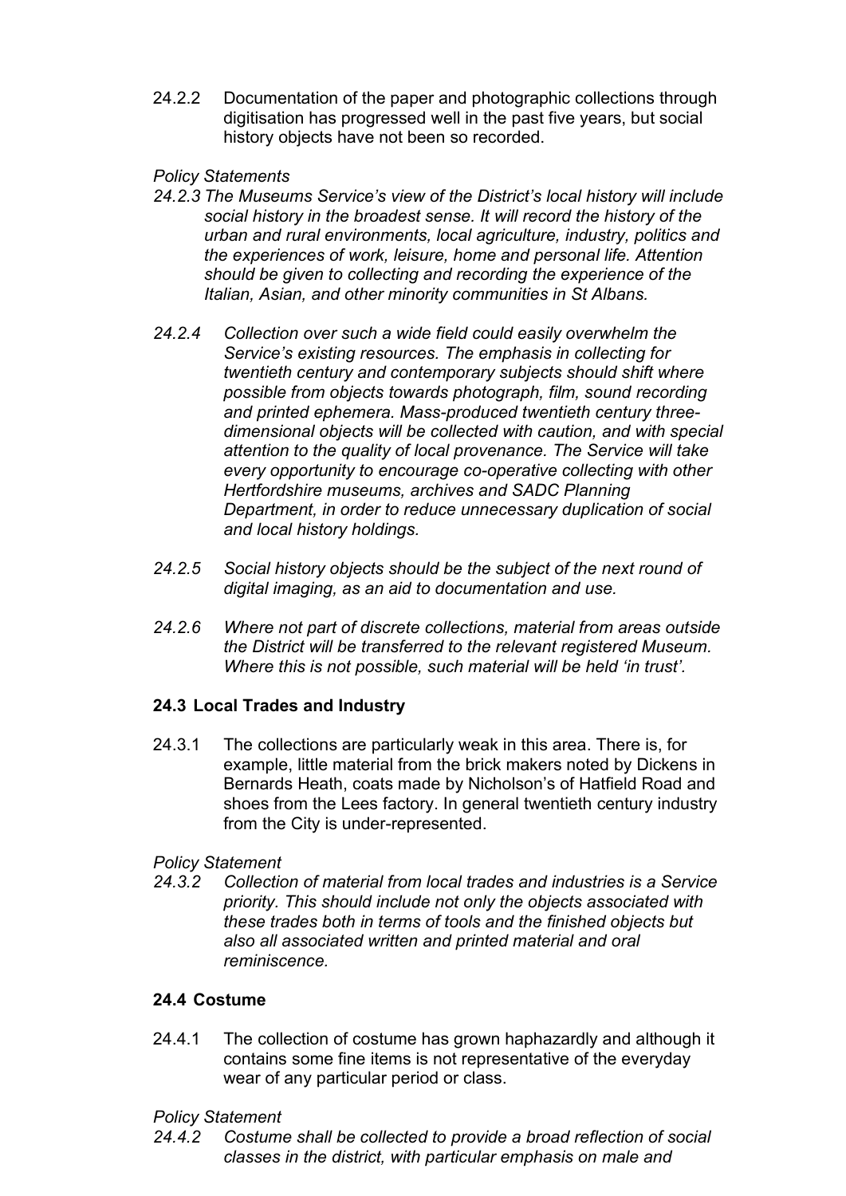24.2.2 Documentation of the paper and photographic collections through digitisation has progressed well in the past five years, but social history objects have not been so recorded.

*Policy Statements*

*24.2.3 The Museums Service's view of the District's local history will include social history in the broadest sense. It will record the history of the urban and rural environments, local agriculture, industry, politics and the experiences of work, leisure, home and personal life. Attention should be given to collecting and recording the experience of the Italian, Asian, and other minority communities in St Albans.*

*24.2.4 Collection over such a wide field could easily overwhelm the Service's existing resources. The emphasis in collecting for twentieth century and contemporary subjects should shift where possible from objects towards photograph, film, sound recording and printed ephemera. Mass-produced twentieth century three-dimensional objects will be collected with caution, and with special attention to the quality of local provenance. The Service will take every opportunity to encourage co-operative collecting with other Hertfordshire museums, archives and SADC Planning Department, in order to reduce unnecessary duplication of social and local history holdings.*

*24.2.5 Social history objects should be the subject of the next round of digital imaging, as an aid to documentation and use.*

*24.2.6 Where not part of discrete collections, material from areas outside the District will be transferred to the relevant registered Museum. Where this is not possible, such material will be held 'in trust'.*

### 24.3 Local Trades and Industry

24.3.1 The collections are particularly weak in this area. There is, for example, little material from the brick makers noted by Dickens in Bernards Heath, coats made by Nicholson's of Hatfield Road and shoes from the Lees factory. In general twentieth century industry from the City is under-represented.

*Policy Statement*

*24.3.2 Collection of material from local trades and industries is a Service priority. This should include not only the objects associated with these trades both in terms of tools and the finished objects but also all associated written and printed material and oral reminiscence.*

### 24.4 Costume

24.4.1 The collection of costume has grown haphazardly and although it contains some fine items is not representative of the everyday wear of any particular period or class.

*Policy Statement*

*24.4.2 Costume shall be collected to provide a broad reflection of social classes in the district, with particular emphasis on male and*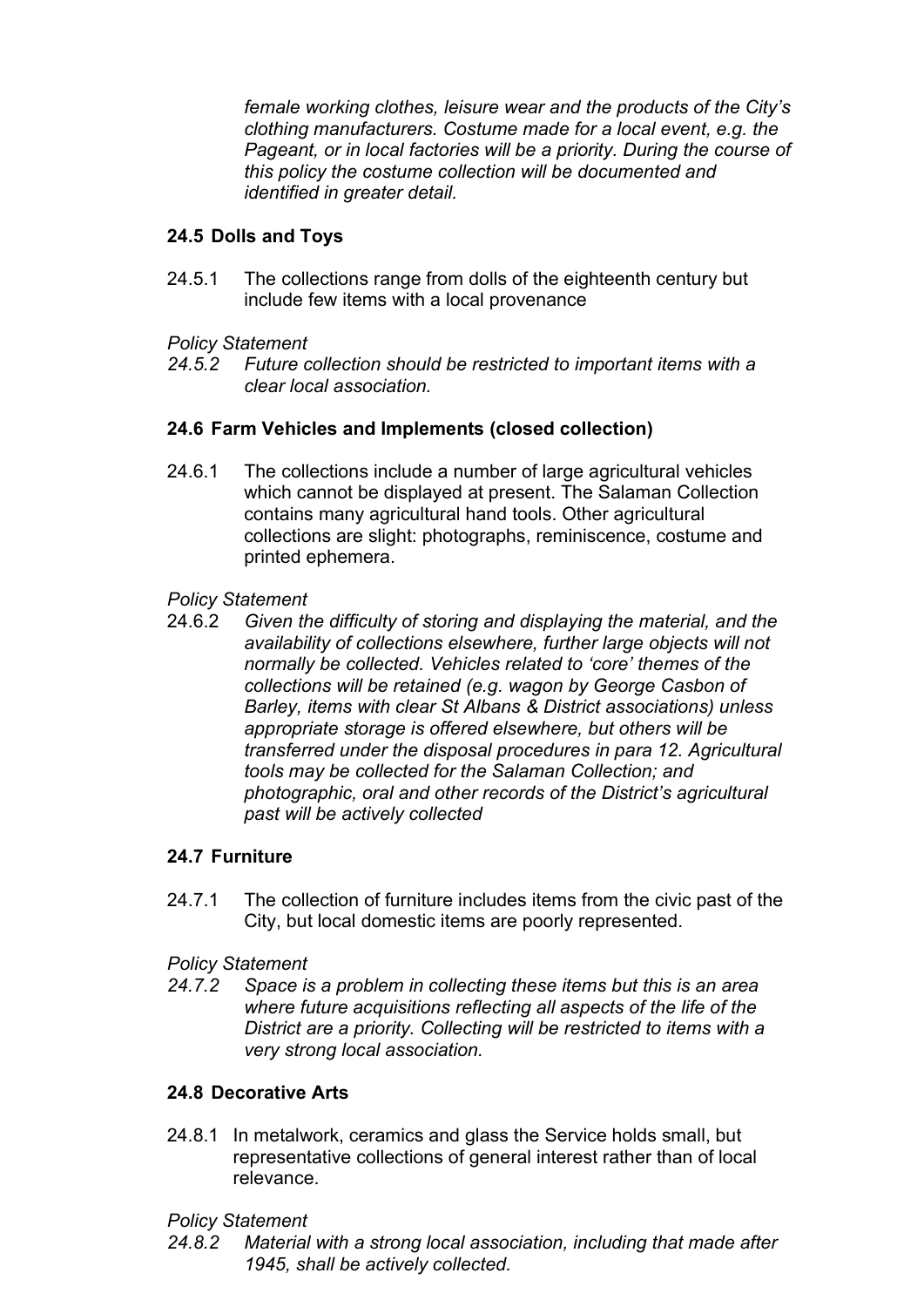*female working clothes, leisure wear and the products of the City's clothing manufacturers. Costume made for a local event, e.g. the Pageant, or in local factories will be a priority. During the course of this policy the costume collection will be documented and identified in greater detail.*

### 24.5 Dolls and Toys

24.5.1 The collections range from dolls of the eighteenth century but include few items with a local provenance

*Policy Statement*

*24.5.2 Future collection should be restricted to important items with a clear local association.*

### 24.6 Farm Vehicles and Implements (closed collection)

24.6.1 The collections include a number of large agricultural vehicles which cannot be displayed at present. The Salaman Collection contains many agricultural hand tools. Other agricultural collections are slight: photographs, reminiscence, costume and printed ephemera.

*Policy Statement*

24.6.2 *Given the difficulty of storing and displaying the material, and the availability of collections elsewhere, further large objects will not normally be collected. Vehicles related to 'core' themes of the collections will be retained (e.g. wagon by George Casbon of Barley, items with clear St Albans & District associations) unless appropriate storage is offered elsewhere, but others will be transferred under the disposal procedures in para 12. Agricultural tools may be collected for the Salaman Collection; and photographic, oral and other records of the District's agricultural past will be actively collected*

### 24.7 Furniture

24.7.1 The collection of furniture includes items from the civic past of the City, but local domestic items are poorly represented.

*Policy Statement*

*24.7.2 Space is a problem in collecting these items but this is an area where future acquisitions reflecting all aspects of the life of the District are a priority. Collecting will be restricted to items with a very strong local association.*

### 24.8 Decorative Arts

24.8.1 In metalwork, ceramics and glass the Service holds small, but representative collections of general interest rather than of local relevance.

*Policy Statement*

*24.8.2 Material with a strong local association, including that made after 1945, shall be actively collected.*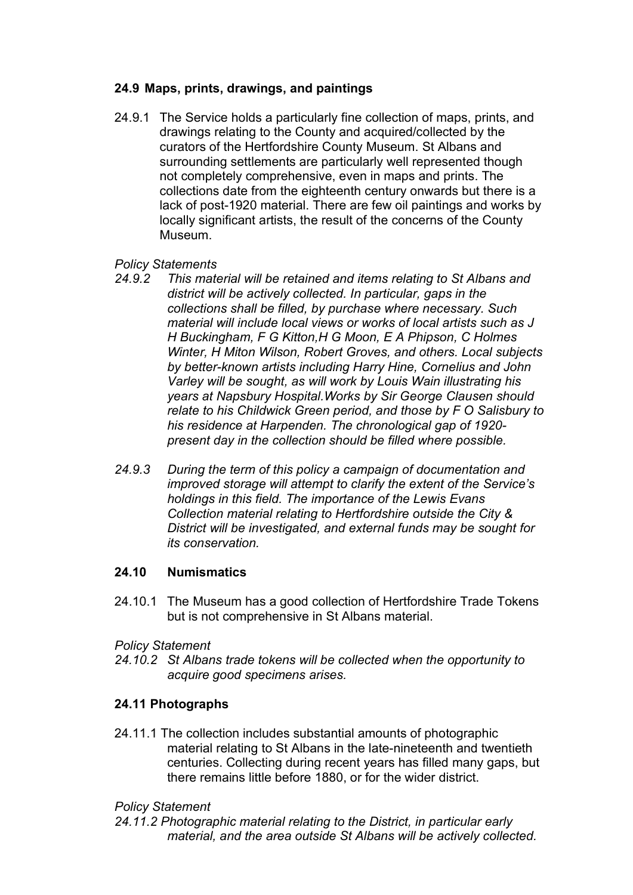### 24.9 Maps, prints, drawings, and paintings

24.9.1 The Service holds a particularly fine collection of maps, prints, and drawings relating to the County and acquired/collected by the curators of the Hertfordshire County Museum. St Albans and surrounding settlements are particularly well represented though not completely comprehensive, even in maps and prints. The collections date from the eighteenth century onwards but there is a lack of post-1920 material. There are few oil paintings and works by locally significant artists, the result of the concerns of the County Museum.

*Policy Statements*

*24.9.2 This material will be retained and items relating to St Albans and district will be actively collected. In particular, gaps in the collections shall be filled, by purchase where necessary. Such material will include local views or works of local artists such as J H Buckingham, F G Kitton,H G Moon, E A Phipson, C Holmes Winter, H Miton Wilson, Robert Groves, and others. Local subjects by better-known artists including Harry Hine, Cornelius and John Varley will be sought, as will work by Louis Wain illustrating his years at Napsbury Hospital.Works by Sir George Clausen should relate to his Childwick Green period, and those by F O Salisbury to his residence at Harpenden. The chronological gap of 1920-present day in the collection should be filled where possible.*

*24.9.3 During the term of this policy a campaign of documentation and improved storage will attempt to clarify the extent of the Service's holdings in this field. The importance of the Lewis Evans Collection material relating to Hertfordshire outside the City & District will be investigated, and external funds may be sought for its conservation.*

### 24.10 Numismatics

24.10.1 The Museum has a good collection of Hertfordshire Trade Tokens but is not comprehensive in St Albans material.

*Policy Statement*

*24.10.2 St Albans trade tokens will be collected when the opportunity to acquire good specimens arises.*

### 24.11 Photographs

24.11.1 The collection includes substantial amounts of photographic material relating to St Albans in the late-nineteenth and twentieth centuries. Collecting during recent years has filled many gaps, but there remains little before 1880, or for the wider district.

*Policy Statement*

*24.11.2 Photographic material relating to the District, in particular early material, and the area outside St Albans will be actively collected.*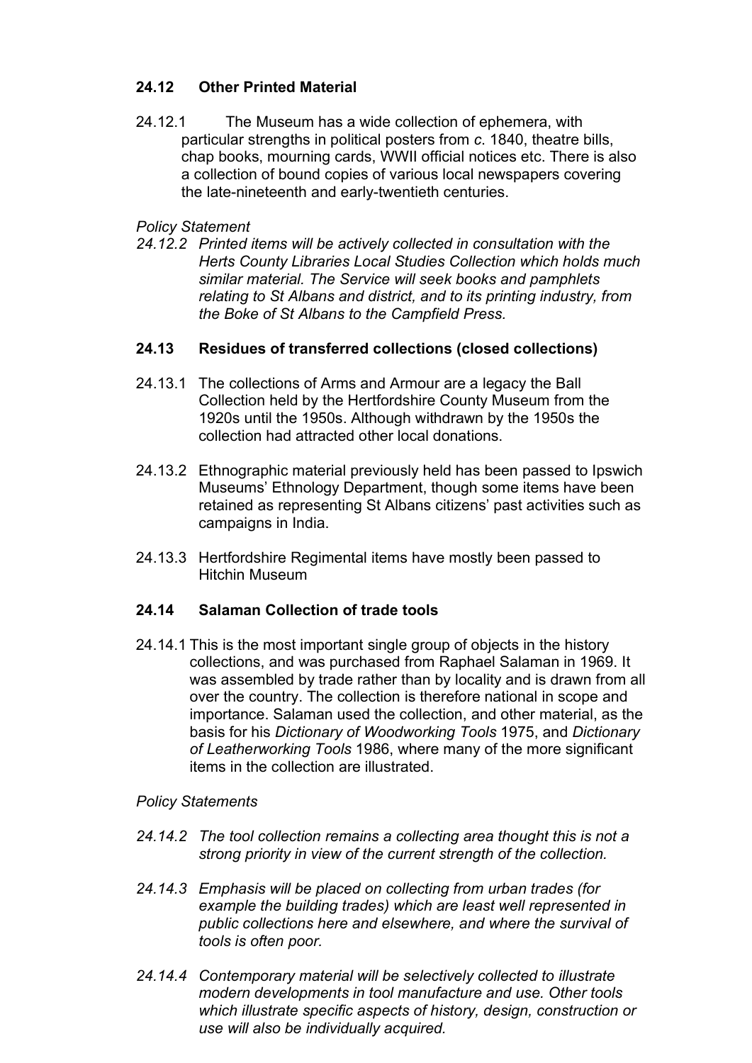### 24.12 Other Printed Material

24.12.1 The Museum has a wide collection of ephemera, with particular strengths in political posters from *c*. 1840, theatre bills, chap books, mourning cards, WWII official notices etc. There is also a collection of bound copies of various local newspapers covering the late-nineteenth and early-twentieth centuries.

*Policy Statement*

*24.12.2 Printed items will be actively collected in consultation with the Herts County Libraries Local Studies Collection which holds much similar material. The Service will seek books and pamphlets relating to St Albans and district, and to its printing industry, from the Boke of St Albans to the Campfield Press.*

### 24.13 Residues of transferred collections (closed collections)

24.13.1 The collections of Arms and Armour are a legacy the Ball Collection held by the Hertfordshire County Museum from the 1920s until the 1950s. Although withdrawn by the 1950s the collection had attracted other local donations.

24.13.2 Ethnographic material previously held has been passed to Ipswich Museums' Ethnology Department, though some items have been retained as representing St Albans citizens' past activities such as campaigns in India.

24.13.3 Hertfordshire Regimental items have mostly been passed to Hitchin Museum

### 24.14 Salaman Collection of trade tools

24.14.1 This is the most important single group of objects in the history collections, and was purchased from Raphael Salaman in 1969. It was assembled by trade rather than by locality and is drawn from all over the country. The collection is therefore national in scope and importance. Salaman used the collection, and other material, as the basis for his *Dictionary of Woodworking Tools* 1975, and *Dictionary of Leatherworking Tools* 1986, where many of the more significant items in the collection are illustrated.

*Policy Statements*

*24.14.2 The tool collection remains a collecting area thought this is not a strong priority in view of the current strength of the collection.*

*24.14.3 Emphasis will be placed on collecting from urban trades (for example the building trades) which are least well represented in public collections here and elsewhere, and where the survival of tools is often poor.*

*24.14.4 Contemporary material will be selectively collected to illustrate modern developments in tool manufacture and use. Other tools which illustrate specific aspects of history, design, construction or use will also be individually acquired.*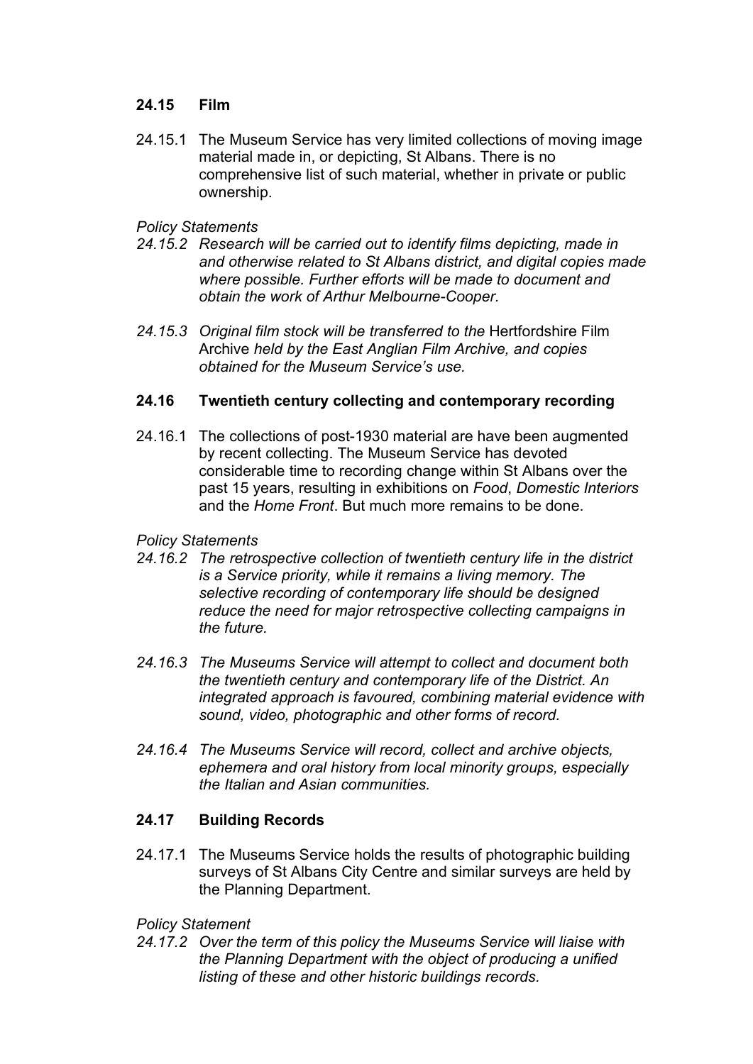## 24.15 Film

24.15.1 The Museum Service has very limited collections of moving image material made in, or depicting, St Albans. There is no comprehensive list of such material, whether in private or public ownership.

*Policy Statements*

*24.15.2 Research will be carried out to identify films depicting, made in and otherwise related to St Albans district, and digital copies made where possible. Further efforts will be made to document and obtain the work of Arthur Melbourne-Cooper.*

*24.15.3 Original film stock will be transferred to the* Hertfordshire Film Archive *held by the East Anglian Film Archive, and copies obtained for the Museum Service's use.*

## 24.16 Twentieth century collecting and contemporary recording

24.16.1 The collections of post-1930 material are have been augmented by recent collecting. The Museum Service has devoted considerable time to recording change within St Albans over the past 15 years, resulting in exhibitions on *Food*, *Domestic Interiors* and the *Home Front*. But much more remains to be done.

*Policy Statements*

*24.16.2 The retrospective collection of twentieth century life in the district is a Service priority, while it remains a living memory. The selective recording of contemporary life should be designed reduce the need for major retrospective collecting campaigns in the future.*

*24.16.3 The Museums Service will attempt to collect and document both the twentieth century and contemporary life of the District. An integrated approach is favoured, combining material evidence with sound, video, photographic and other forms of record.*

*24.16.4 The Museums Service will record, collect and archive objects, ephemera and oral history from local minority groups, especially the Italian and Asian communities.*

## 24.17 Building Records

24.17.1 The Museums Service holds the results of photographic building surveys of St Albans City Centre and similar surveys are held by the Planning Department.

*Policy Statement*

*24.17.2 Over the term of this policy the Museums Service will liaise with the Planning Department with the object of producing a unified listing of these and other historic buildings records.*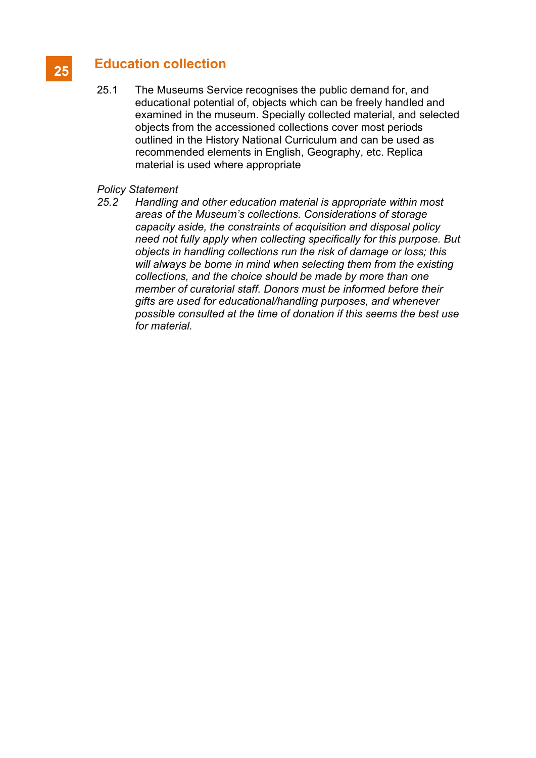## 25 Education collection

25.1 The Museums Service recognises the public demand for, and educational potential of, objects which can be freely handled and examined in the museum. Specially collected material, and selected objects from the accessioned collections cover most periods outlined in the History National Curriculum and can be used as recommended elements in English, Geography, etc. Replica material is used where appropriate

*Policy Statement*

*25.2 Handling and other education material is appropriate within most areas of the Museum's collections. Considerations of storage capacity aside, the constraints of acquisition and disposal policy need not fully apply when collecting specifically for this purpose. But objects in handling collections run the risk of damage or loss; this will always be borne in mind when selecting them from the existing collections, and the choice should be made by more than one member of curatorial staff. Donors must be informed before their gifts are used for educational/handling purposes, and whenever possible consulted at the time of donation if this seems the best use for material.*